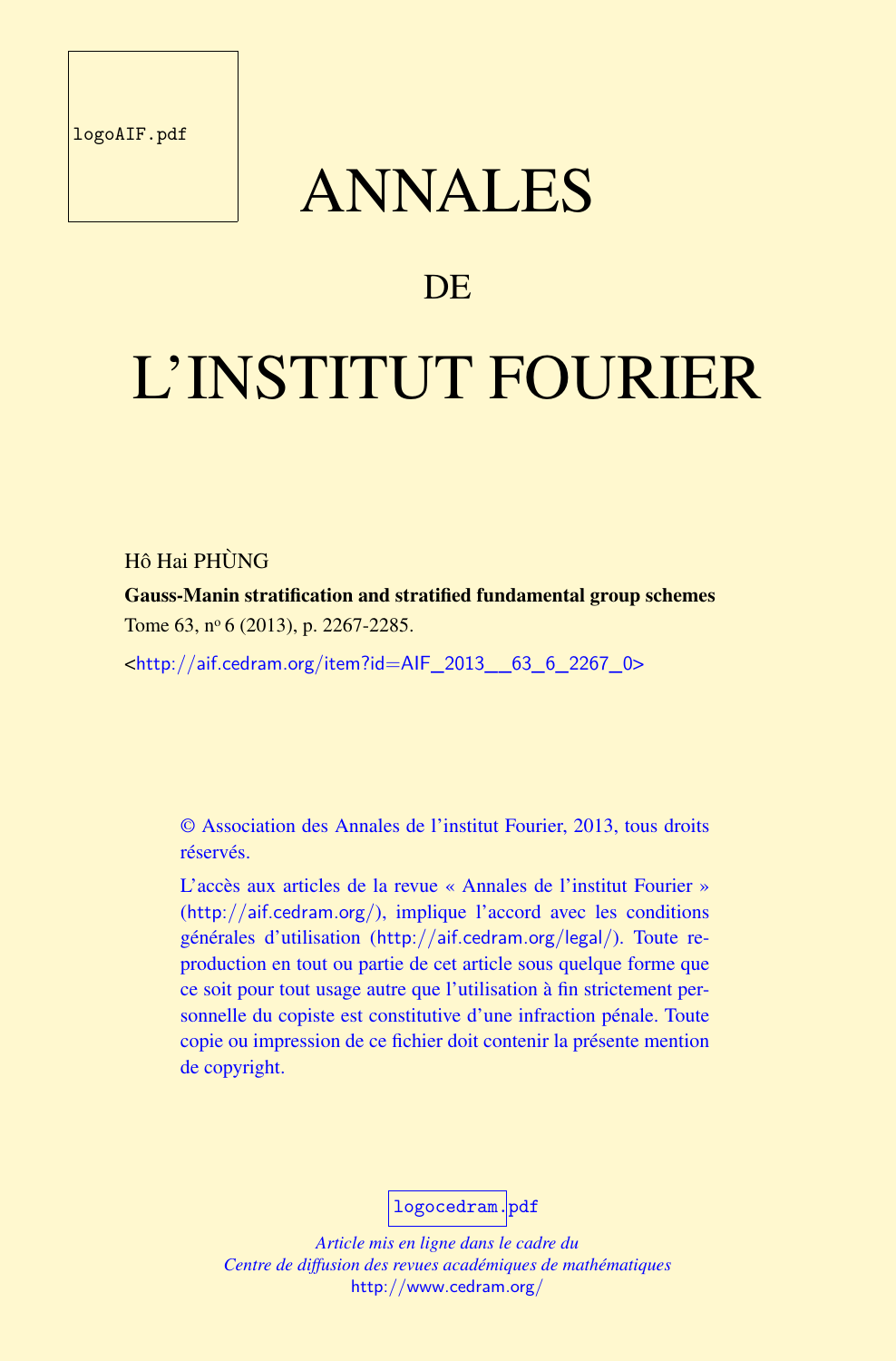logoAIF.pdf

# ANNALES

# DE

# L'INSTITUT FOURIER

Hô Hai PHÙNG

**Gauss-Manin stratification and stratified fundamental group schemes**

Tome 63, nº 6 (2013), p. 2267-2285.

<http://aif.cedram.org/item?id=AIF_2013__63_6_2267_0>

© Association des Annales de l'institut Fourier, 2013, tous droits réservés.

L'accès aux articles de la revue « Annales de l'institut Fourier » (http://aif.cedram.org/), implique l'accord avec les conditions générales d'utilisation (http://aif.cedram.org/legal/). Toute reproduction en tout ou partie de cet article sous quelque forme que ce soit pour tout usage autre que l'utilisation à fin strictement personnelle du copiste est constitutive d'une infraction pénale. Toute copie ou impression de ce fichier doit contenir la présente mention de copyright.

logocedram.pdf

*Article mis en ligne dans le cadre du*
*Centre de diffusion des revues académiques de mathématiques*
http://www.cedram.org/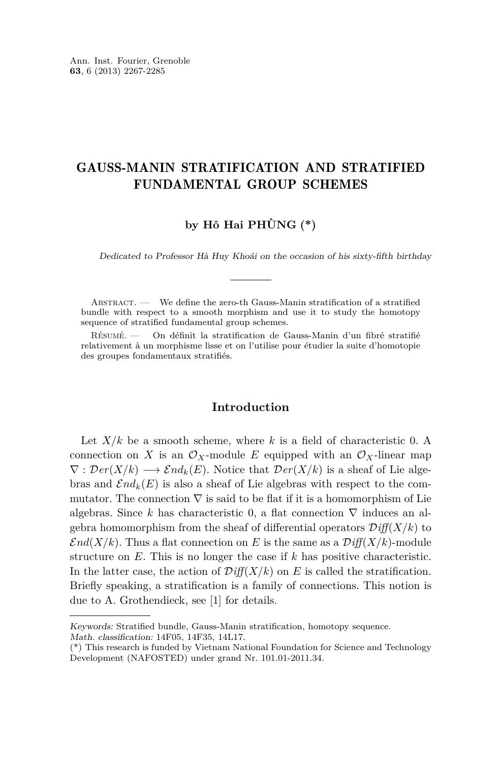Ann. Inst. Fourier, Grenoble
**63**, 6 (2013) 2267-2285

# GAUSS-MANIN STRATIFICATION AND STRATIFIED FUNDAMENTAL GROUP SCHEMES

**by Hô Hai PHÙNG (*)**

*Dedicated to Professor Hà Huy Khoái on the occasion of his sixty-fifth birthday*

Abstract. — We define the zero-th Gauss-Manin stratification of a stratified bundle with respect to a smooth morphism and use it to study the homotopy sequence of stratified fundamental group schemes.

Résumé. — On définit la stratification de Gauss-Manin d'un fibré stratifié relativement à un morphisme lisse et on l'utilise pour étudier la suite d'homotopie des groupes fondamentaux stratifiés.

## Introduction

Let $X/k$ be a smooth scheme, where $k$ is a field of characteristic 0. A connection on $X$ is an $\mathcal{O}_X$-module $E$ equipped with an $\mathcal{O}_X$-linear map $\nabla : \mathcal{D}er(X/k) \longrightarrow \mathcal{E}nd_k(E)$. Notice that $\mathcal{D}er(X/k)$ is a sheaf of Lie algebras and $\mathcal{E}nd_k(E)$ is also a sheaf of Lie algebras with respect to the commutator. The connection $\nabla$ is said to be flat if it is a homomorphism of Lie algebras. Since $k$ has characteristic 0, a flat connection $\nabla$ induces an algebra homomorphism from the sheaf of differential operators $\mathcal{D}iff(X/k)$ to $\mathcal{E}nd(X/k)$. Thus a flat connection on $E$ is the same as a $\mathcal{D}iff(X/k)$-module structure on $E$. This is no longer the case if $k$ has positive characteristic. In the latter case, the action of $\mathcal{D}iff(X/k)$ on $E$ is called the stratification. Briefly speaking, a stratification is a family of connections. This notion is due to A. Grothendieck, see [1] for details.

---

*Keywords:* Stratified bundle, Gauss-Manin stratification, homotopy sequence.
*Math. classification:* 14F05, 14F35, 14L17.
(*) This research is funded by Vietnam National Foundation for Science and Technology Development (NAFOSTED) under grand Nr. 101.01-2011.34.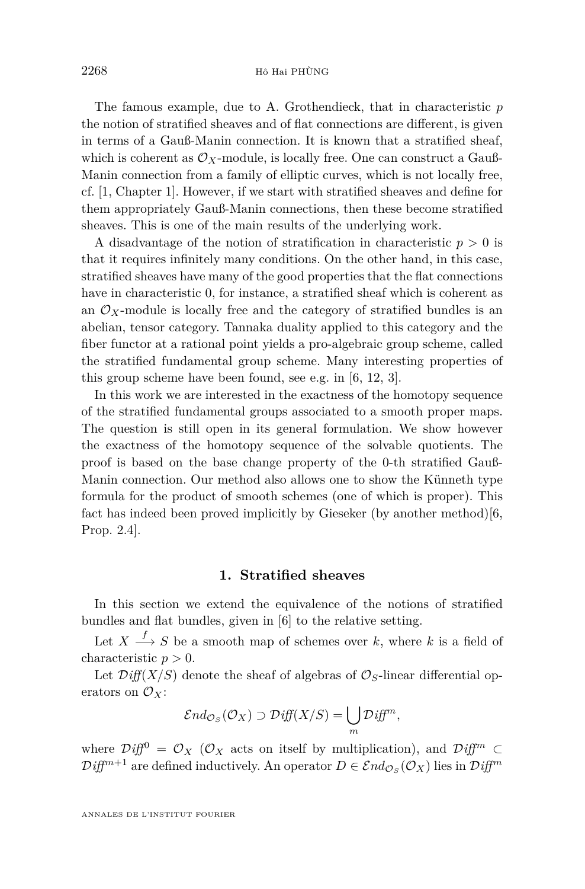The famous example, due to A. Grothendieck, that in characteristic $p$ the notion of stratified sheaves and of flat connections are different, is given in terms of a Gauß-Manin connection. It is known that a stratified sheaf, which is coherent as $\mathcal{O}_X$-module, is locally free. One can construct a Gauß-Manin connection from a family of elliptic curves, which is not locally free, cf. [1, Chapter 1]. However, if we start with stratified sheaves and define for them appropriately Gauß-Manin connections, then these become stratified sheaves. This is one of the main results of the underlying work.

A disadvantage of the notion of stratification in characteristic $p > 0$ is that it requires infinitely many conditions. On the other hand, in this case, stratified sheaves have many of the good properties that the flat connections have in characteristic 0, for instance, a stratified sheaf which is coherent as an $\mathcal{O}_X$-module is locally free and the category of stratified bundles is an abelian, tensor category. Tannaka duality applied to this category and the fiber functor at a rational point yields a pro-algebraic group scheme, called the stratified fundamental group scheme. Many interesting properties of this group scheme have been found, see e.g. in [6, 12, 3].

In this work we are interested in the exactness of the homotopy sequence of the stratified fundamental groups associated to a smooth proper maps. The question is still open in its general formulation. We show however the exactness of the homotopy sequence of the solvable quotients. The proof is based on the base change property of the 0-th stratified Gauß-Manin connection. Our method also allows one to show the Künneth type formula for the product of smooth schemes (one of which is proper). This fact has indeed been proved implicitly by Gieseker (by another method)[6, Prop. 2.4].

## 1. Stratified sheaves

In this section we extend the equivalence of the notions of stratified bundles and flat bundles, given in [6] to the relative setting.

Let $X \xrightarrow{f} S$ be a smooth map of schemes over $k$, where $k$ is a field of characteristic $p > 0$.

Let $\mathcal{D}iff(X/S)$ denote the sheaf of algebras of $\mathcal{O}_S$-linear differential operators on $\mathcal{O}_X$:

$$\mathcal{E}nd_{\mathcal{O}_S}(\mathcal{O}_X) \supset \mathcal{D}iff(X/S) = \bigcup_m \mathcal{D}iff^m,$$

where $\mathcal{D}iff^0 = \mathcal{O}_X$ ($\mathcal{O}_X$ acts on itself by multiplication), and $\mathcal{D}iff^m \subset \mathcal{D}iff^{m+1}$ are defined inductively. An operator $D \in \mathcal{E}nd_{\mathcal{O}_S}(\mathcal{O}_X)$ lies in $\mathcal{D}iff^m$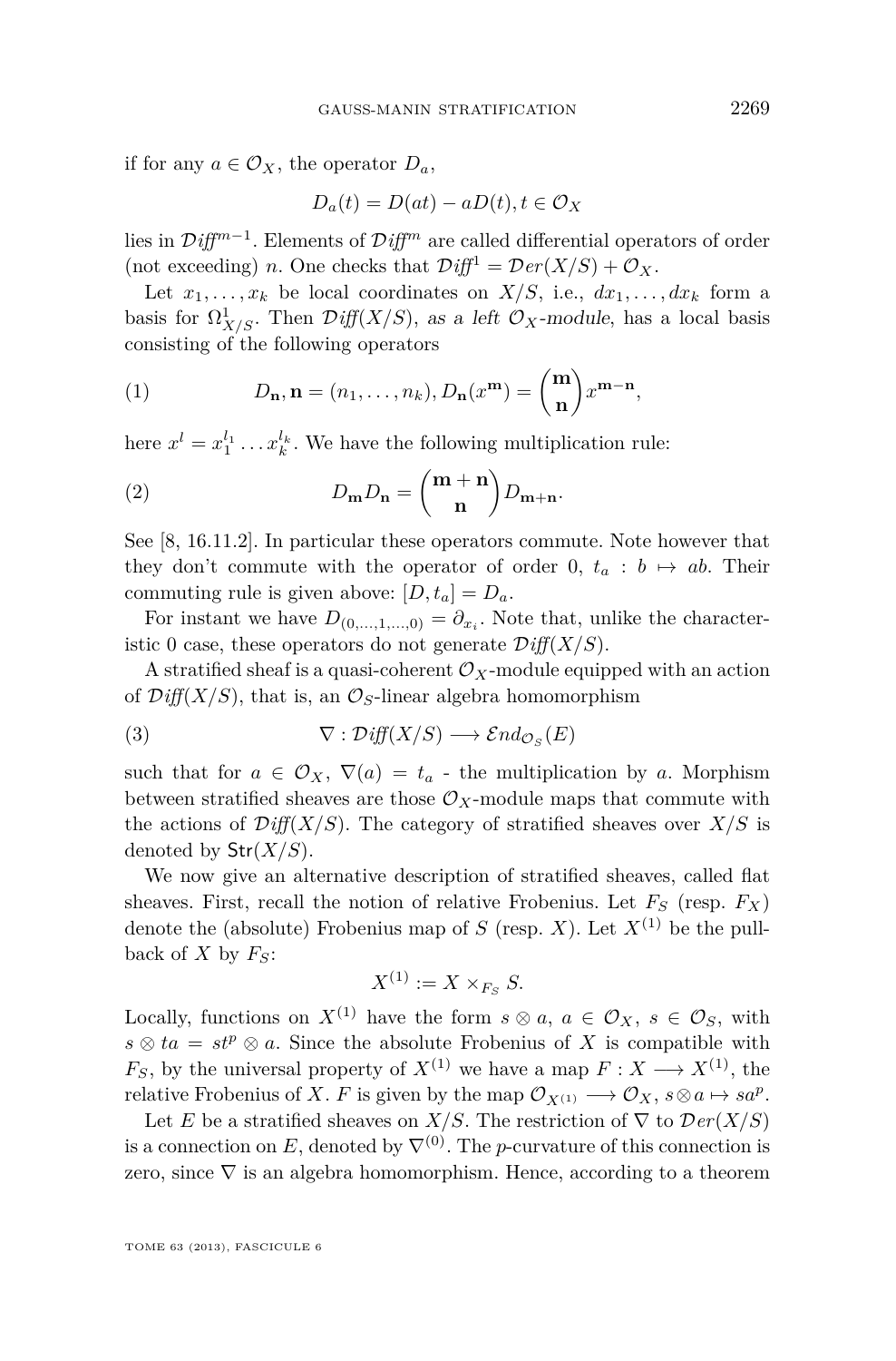if for any $a \in \mathcal{O}_X$, the operator $D_a$,

$$D_a(t) = D(at) - aD(t), t \in \mathcal{O}_X$$

lies in $\mathcal{D}\mathit{iff}^{m-1}$. Elements of $\mathcal{D}\mathit{iff}^m$ are called differential operators of order (not exceeding) $n$. One checks that $\mathcal{D}\mathit{iff}^1 = \mathcal{D}er(X/S) + \mathcal{O}_X$.

Let $x_1, \dots, x_k$ be local coordinates on $X/S$, i.e., $dx_1, \dots, dx_k$ form a basis for $\Omega^1_{X/S}$. Then $\mathcal{D}\mathit{iff}(X/S)$, *as a left $\mathcal{O}_X$-module*, has a local basis consisting of the following operators

$$D_{\mathbf{n}}, \mathbf{n} = (n_1, \dots, n_k), D_{\mathbf{n}}(x^{\mathbf{m}}) = \binom{\mathbf{m}}{\mathbf{n}} x^{\mathbf{m}-\mathbf{n}}, \tag{1}$$

here $x^l = x_1^{l_1} \dots x_k^{l_k}$. We have the following multiplication rule:

$$D_{\mathbf{m}} D_{\mathbf{n}} = \binom{\mathbf{m}+\mathbf{n}}{\mathbf{n}} D_{\mathbf{m}+\mathbf{n}}. \tag{2}$$

See [8, 16.11.2]. In particular these operators commute. Note however that they don't commute with the operator of order 0, $t_a : b \mapsto ab$. Their commuting rule is given above: $[D, t_a] = D_a$.

For instant we have $D_{(0,\dots,1,\dots,0)} = \partial_{x_i}$. Note that, unlike the characteristic 0 case, these operators do not generate $\mathcal{D}\mathit{iff}(X/S)$.

A stratified sheaf is a quasi-coherent $\mathcal{O}_X$-module equipped with an action of $\mathcal{D}\mathit{iff}(X/S)$, that is, an $\mathcal{O}_S$-linear algebra homomorphism

$$\nabla : \mathcal{D}\mathit{iff}(X/S) \longrightarrow \mathcal{E}nd_{\mathcal{O}_S}(E) \tag{3}$$

such that for $a \in \mathcal{O}_X$, $\nabla(a) = t_a$ - the multiplication by $a$. Morphism between stratified sheaves are those $\mathcal{O}_X$-module maps that commute with the actions of $\mathcal{D}\mathit{iff}(X/S)$. The category of stratified sheaves over $X/S$ is denoted by $\mathsf{Str}(X/S)$.

We now give an alternative description of stratified sheaves, called flat sheaves. First, recall the notion of relative Frobenius. Let $F_S$ (resp. $F_X$) denote the (absolute) Frobenius map of $S$ (resp. $X$). Let $X^{(1)}$ be the pullback of $X$ by $F_S$:

$$X^{(1)} := X \times_{F_S} S.$$

Locally, functions on $X^{(1)}$ have the form $s \otimes a$, $a \in \mathcal{O}_X$, $s \in \mathcal{O}_S$, with $s \otimes ta = st^p \otimes a$. Since the absolute Frobenius of $X$ is compatible with $F_S$, by the universal property of $X^{(1)}$ we have a map $F : X \longrightarrow X^{(1)}$, the relative Frobenius of $X$. $F$ is given by the map $\mathcal{O}_{X^{(1)}} \longrightarrow \mathcal{O}_X$, $s \otimes a \mapsto sa^p$.

Let $E$ be a stratified sheaves on $X/S$. The restriction of $\nabla$ to $\mathcal{D}er(X/S)$ is a connection on $E$, denoted by $\nabla^{(0)}$. The $p$-curvature of this connection is zero, since $\nabla$ is an algebra homomorphism. Hence, according to a theorem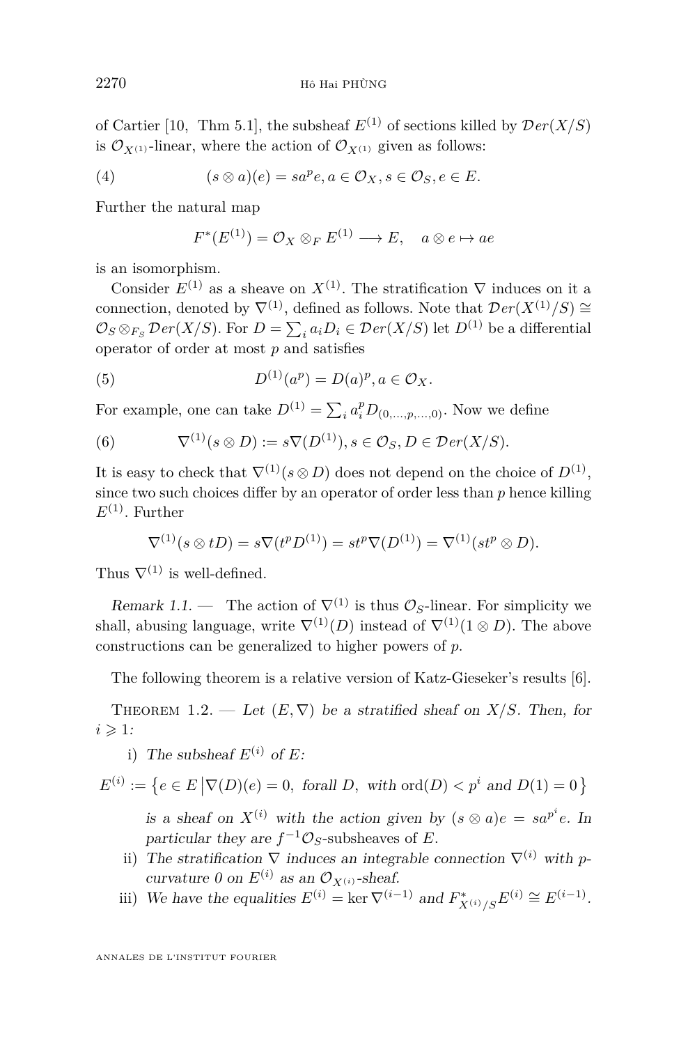of Cartier [10, Thm 5.1], the subsheaf $E^{(1)}$ of sections killed by $\mathcal{D}er(X/S)$ is $\mathcal{O}_{X^{(1)}}$-linear, where the action of $\mathcal{O}_{X^{(1)}}$ given as follows:

$$(s\otimes a)(e) = sa^p e, a\in \mathcal{O}_X, s\in \mathcal{O}_S, e\in E. \tag{4}$$

Further the natural map

$$F^*(E^{(1)}) = \mathcal{O}_X \otimes_F E^{(1)} \longrightarrow E, \quad a\otimes e\mapsto ae$$

is an isomorphism.

Consider $E^{(1)}$ as a sheave on $X^{(1)}$. The stratification $\nabla$ induces on it a connection, denoted by $\nabla^{(1)}$, defined as follows. Note that $\mathcal{D}er(X^{(1)}/S)\cong \mathcal{O}_S\otimes_{F_S}\mathcal{D}er(X/S)$. For $D=\sum_i a_iD_i\in \mathcal{D}er(X/S)$ let $D^{(1)}$ be a differential operator of order at most $p$ and satisfies

$$D^{(1)}(a^p) = D(a)^p, a\in \mathcal{O}_X. \tag{5}$$

For example, one can take $D^{(1)}=\sum_i a_i^p D_{(0,\ldots,p,\ldots,0)}$. Now we define

$$\nabla^{(1)}(s\otimes D) := s\nabla(D^{(1)}), s\in \mathcal{O}_S, D\in \mathcal{D}er(X/S). \tag{6}$$

It is easy to check that $\nabla^{(1)}(s\otimes D)$ does not depend on the choice of $D^{(1)}$, since two such choices differ by an operator of order less than $p$ hence killing $E^{(1)}$. Further

$$\nabla^{(1)}(s\otimes tD) = s\nabla(t^pD^{(1)}) = st^p\nabla(D^{(1)}) = \nabla^{(1)}(st^p\otimes D).$$

Thus $\nabla^{(1)}$ is well-defined.

*Remark 1.1.* — The action of $\nabla^{(1)}$ is thus $\mathcal{O}_S$-linear. For simplicity we shall, abusing language, write $\nabla^{(1)}(D)$ instead of $\nabla^{(1)}(1\otimes D)$. The above constructions can be generalized to higher powers of $p$.

The following theorem is a relative version of Katz-Gieseker's results [6].

THEOREM 1.2. — *Let $(E,\nabla)$ be a stratified sheaf on $X/S$. Then, for $i\geqslant 1$:*

i) *The subsheaf $E^{(i)}$ of $E$:*

$$E^{(i)} := \left\{e\in E \,\middle|\, \nabla(D)(e)=0, \text{ forall } D, \text{ with } \operatorname{ord}(D)<p^i \text{ and } D(1)=0\right\}$$

*is a sheaf on $X^{(i)}$ with the action given by $(s\otimes a)e = sa^{p^i}e$. In particular they are $f^{-1}\mathcal{O}_S$-subsheaves of $E$.*

ii) *The stratification $\nabla$ induces an integrable connection $\nabla^{(i)}$ with $p$-curvature 0 on $E^{(i)}$ as an $\mathcal{O}_{X^{(i)}}$-sheaf.*

iii) *We have the equalities $E^{(i)}=\ker \nabla^{(i-1)}$ and $F^*_{X^{(i)}/S}E^{(i)}\cong E^{(i-1)}$.*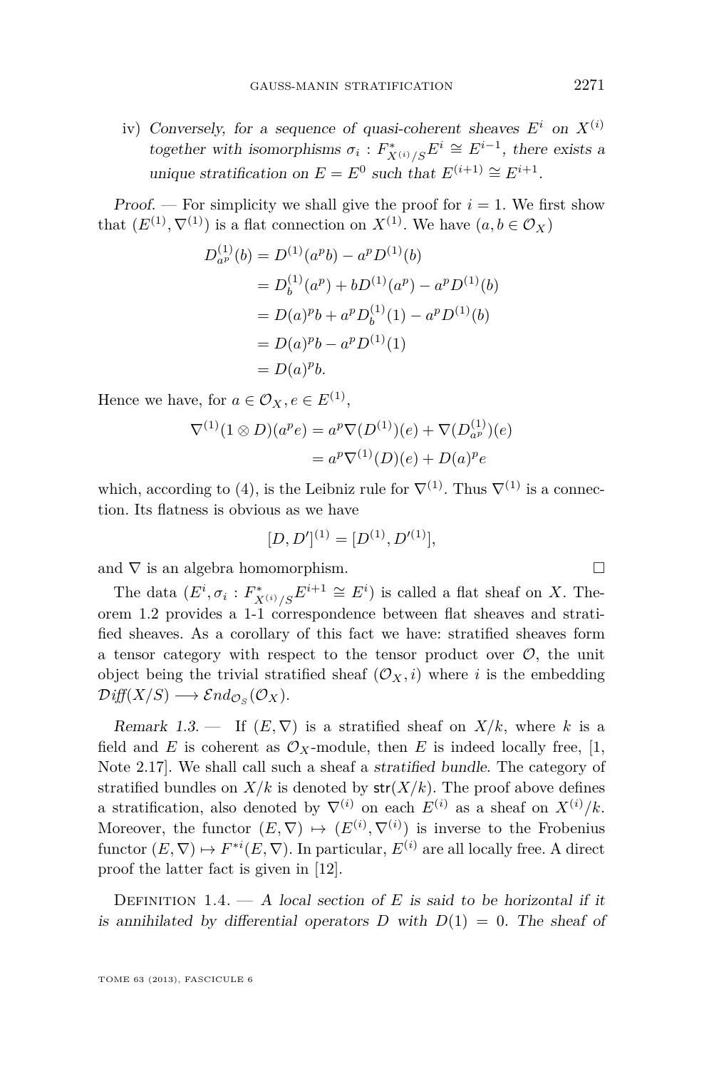iv) *Conversely, for a sequence of quasi-coherent sheaves $E^i$ on $X^{(i)}$ together with isomorphisms $\sigma_i : F^*_{X^{(i)}/S}E^i \cong E^{i-1}$, there exists a unique stratification on $E = E^0$ such that $E^{(i+1)} \cong E^{i+1}$.*

*Proof.* — For simplicity we shall give the proof for $i = 1$. We first show that $(E^{(1)}, \nabla^{(1)})$ is a flat connection on $X^{(1)}$. We have $(a, b \in \mathcal{O}_X)$

$$
\begin{aligned}
D^{(1)}_{a^p}(b) &= D^{(1)}(a^p b) - a^p D^{(1)}(b) \\
&= D^{(1)}_b(a^p) + bD^{(1)}(a^p) - a^p D^{(1)}(b) \\
&= D(a)^p b + a^p D^{(1)}_b(1) - a^p D^{(1)}(b) \\
&= D(a)^p b - a^p D^{(1)}(1) \\
&= D(a)^p b.
\end{aligned}
$$

Hence we have, for $a \in \mathcal{O}_X, e \in E^{(1)}$,

$$
\begin{aligned}
\nabla^{(1)}(1 \otimes D)(a^p e) &= a^p \nabla(D^{(1)})(e) + \nabla(D^{(1)}_{a^p})(e) \\
&= a^p \nabla^{(1)}(D)(e) + D(a)^p e
\end{aligned}
$$

which, according to (4), is the Leibniz rule for $\nabla^{(1)}$. Thus $\nabla^{(1)}$ is a connection. Its flatness is obvious as we have

$$
[D, D']^{(1)} = [D^{(1)}, D'^{(1)}],
$$

and $\nabla$ is an algebra homomorphism. $\square$

The data $(E^i, \sigma_i : F^*_{X^{(i)}/S}E^{i+1} \cong E^i)$ is called a flat sheaf on $X$. Theorem 1.2 provides a 1-1 correspondence between flat sheaves and stratified sheaves. As a corollary of this fact we have: stratified sheaves form a tensor category with respect to the tensor product over $\mathcal{O}$, the unit object being the trivial stratified sheaf $(\mathcal{O}_X, i)$ where $i$ is the embedding $\mathcal{D}iff(X/S) \longrightarrow \mathcal{E}nd_{\mathcal{O}_S}(\mathcal{O}_X)$.

*Remark 1.3.* — If $(E, \nabla)$ is a stratified sheaf on $X/k$, where $k$ is a field and $E$ is coherent as $\mathcal{O}_X$-module, then $E$ is indeed locally free, [1, Note 2.17]. We shall call such a sheaf a *stratified bundle*. The category of stratified bundles on $X/k$ is denoted by $\mathsf{str}(X/k)$. The proof above defines a stratification, also denoted by $\nabla^{(i)}$ on each $E^{(i)}$ as a sheaf on $X^{(i)}/k$. Moreover, the functor $(E, \nabla) \mapsto (E^{(i)}, \nabla^{(i)})$ is inverse to the Frobenius functor $(E, \nabla) \mapsto F^{*i}(E, \nabla)$. In particular, $E^{(i)}$ are all locally free. A direct proof the latter fact is given in [12].

Definition 1.4. — *A local section of $E$ is said to be horizontal if it is annihilated by differential operators $D$ with $D(1) = 0$. The sheaf of*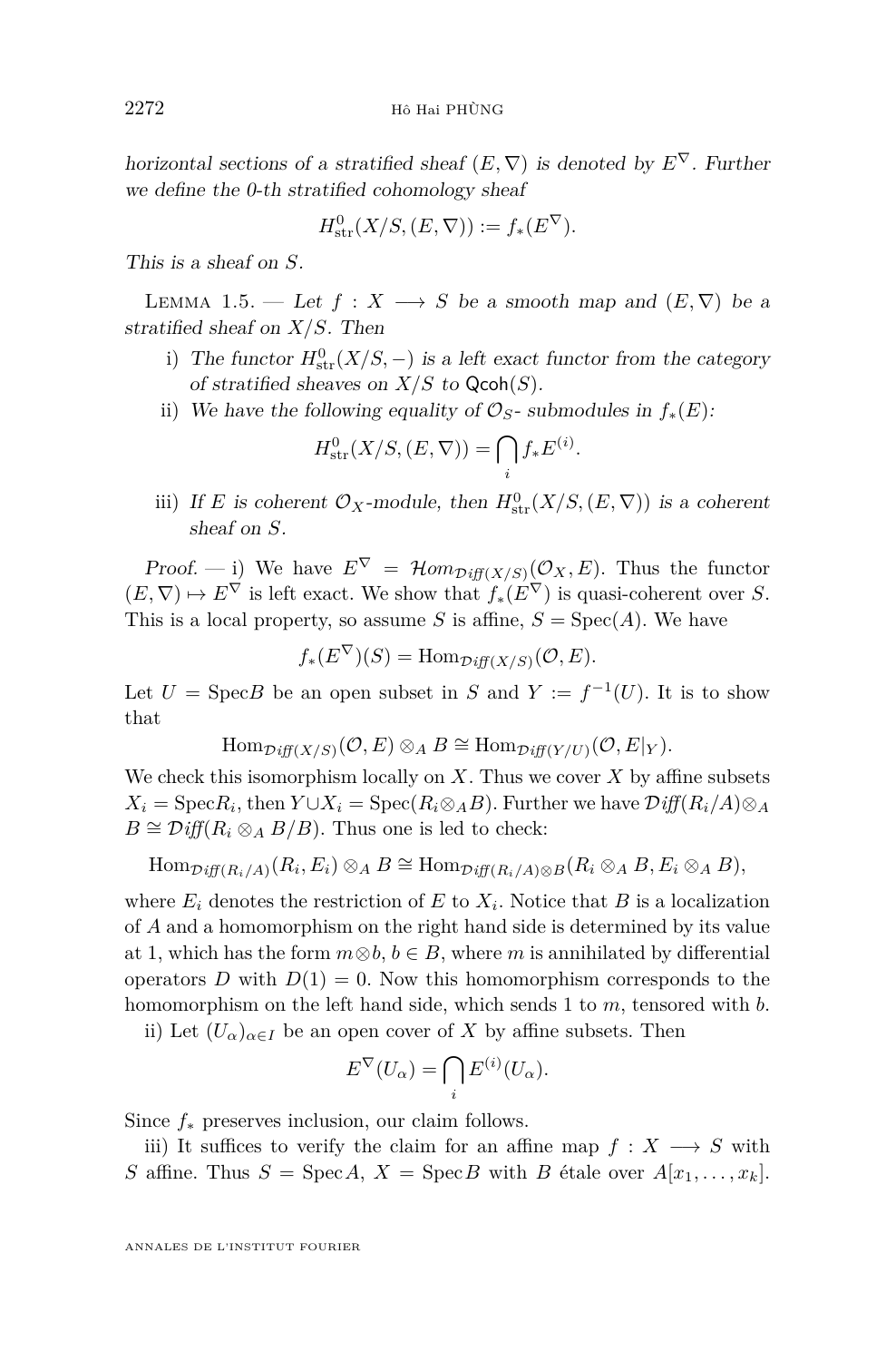*horizontal sections of a stratified sheaf $(E, \nabla)$ is denoted by $E^\nabla$. Further we define the 0-th stratified cohomology sheaf*

$$H^0_{\rm str}(X/S, (E, \nabla)) := f_*(E^\nabla).$$

*This is a sheaf on $S$.*

Lemma 1.5. — *Let $f : X \longrightarrow S$ be a smooth map and $(E, \nabla)$ be a stratified sheaf on $X/S$. Then*

i) *The functor $H^0_{\rm str}(X/S, -)$ is a left exact functor from the category of stratified sheaves on $X/S$ to $\mathsf{Qcoh}(S)$.*

ii) *We have the following equality of $\mathcal{O}_S$- submodules in $f_*(E)$:*

$$H^0_{\rm str}(X/S, (E, \nabla)) = \bigcap_i f_* E^{(i)}.$$

iii) *If $E$ is coherent $\mathcal{O}_X$-module, then $H^0_{\rm str}(X/S, (E, \nabla))$ is a coherent sheaf on $S$.*

*Proof.* — i) We have $E^\nabla = \mathcal{H}om_{\mathcal{D}iff(X/S)}(\mathcal{O}_X, E)$. Thus the functor $(E, \nabla) \mapsto E^\nabla$ is left exact. We show that $f_*(E^\nabla)$ is quasi-coherent over $S$. This is a local property, so assume $S$ is affine, $S = \operatorname{Spec}(A)$. We have

$$f_*(E^\nabla)(S) = \operatorname{Hom}_{\mathcal{D}iff(X/S)}(\mathcal{O}, E).$$

Let $U = \operatorname{Spec} B$ be an open subset in $S$ and $Y := f^{-1}(U)$. It is to show that

$$\operatorname{Hom}_{\mathcal{D}iff(X/S)}(\mathcal{O}, E) \otimes_A B \cong \operatorname{Hom}_{\mathcal{D}iff(Y/U)}(\mathcal{O}, E|_Y).$$

We check this isomorphism locally on $X$. Thus we cover $X$ by affine subsets $X_i = \operatorname{Spec} R_i$, then $Y \cup X_i = \operatorname{Spec}(R_i \otimes_A B)$. Further we have $\mathcal{D}iff(R_i/A) \otimes_A B \cong \mathcal{D}iff(R_i \otimes_A B/B)$. Thus one is led to check:

$$\operatorname{Hom}_{\mathcal{D}iff(R_i/A)}(R_i, E_i) \otimes_A B \cong \operatorname{Hom}_{\mathcal{D}iff(R_i/A) \otimes B}(R_i \otimes_A B, E_i \otimes_A B),$$

where $E_i$ denotes the restriction of $E$ to $X_i$. Notice that $B$ is a localization of $A$ and a homomorphism on the right hand side is determined by its value at 1, which has the form $m \otimes b$, $b \in B$, where $m$ is annihilated by differential operators $D$ with $D(1) = 0$. Now this homomorphism corresponds to the homomorphism on the left hand side, which sends 1 to $m$, tensored with $b$.

ii) Let $(U_\alpha)_{\alpha \in I}$ be an open cover of $X$ by affine subsets. Then

$$E^\nabla(U_\alpha) = \bigcap_i E^{(i)}(U_\alpha).$$

Since $f_*$ preserves inclusion, our claim follows.

iii) It suffices to verify the claim for an affine map $f : X \longrightarrow S$ with $S$ affine. Thus $S = \operatorname{Spec} A$, $X = \operatorname{Spec} B$ with $B$ étale over $A[x_1, \ldots, x_k]$.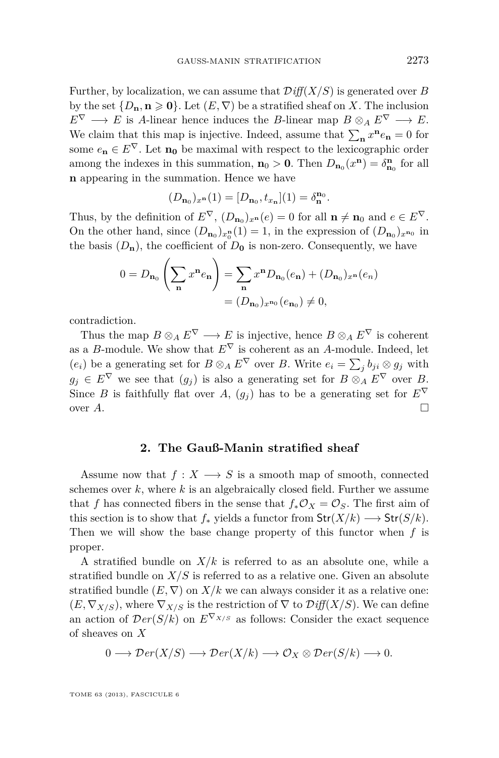Further, by localization, we can assume that $\mathcal{D}\mathit{iff}(X/S)$ is generated over $B$ by the set $\{D_{\mathbf{n}}, \mathbf{n} \geqslant \mathbf{0}\}$. Let $(E, \nabla)$ be a stratified sheaf on $X$. The inclusion $E^\nabla \longrightarrow E$ is $A$-linear hence induces the $B$-linear map $B \otimes_A E^\nabla \longrightarrow E$. We claim that this map is injective. Indeed, assume that $\sum_{\mathbf{n}} x^{\mathbf{n}} e_{\mathbf{n}} = 0$ for some $e_{\mathbf{n}} \in E^\nabla$. Let $\mathbf{n_0}$ be maximal with respect to the lexicographic order among the indexes in this summation, $\mathbf{n}_0 > \mathbf{0}$. Then $D_{\mathbf{n}_0}(x^{\mathbf{n}}) = \delta^{\mathbf{n}}_{\mathbf{n}_0}$ for all $\mathbf{n}$ appearing in the summation. Hence we have

$$(D_{\mathbf{n}_0})_{x^{\mathbf{n}}}(1) = [D_{\mathbf{n}_0}, t_{x_{\mathbf{n}}}](1) = \delta^{\mathbf{n}_0}_{\mathbf{n}}.$$

Thus, by the definition of $E^\nabla$, $(D_{\mathbf{n}_0})_{x^{\mathbf{n}}}(e) = 0$ for all $\mathbf{n} \neq \mathbf{n}_0$ and $e \in E^\nabla$. On the other hand, since $(D_{\mathbf{n}_0})_{x_0^{\mathbf{n}}}(1) = 1$, in the expression of $(D_{\mathbf{n}_0})_{x^{\mathbf{n}_0}}$ in the basis $(D_{\mathbf{n}})$, the coefficient of $D_{\mathbf{0}}$ is non-zero. Consequently, we have

$$\begin{aligned} 0 = D_{\mathbf{n}_0}\left(\sum_{\mathbf{n}} x^{\mathbf{n}} e_{\mathbf{n}}\right) &= \sum_{\mathbf{n}} x^{\mathbf{n}} D_{\mathbf{n}_0}(e_{\mathbf{n}}) + (D_{\mathbf{n}_0})_{x^{\mathbf{n}}}(e_n) \\ &= (D_{\mathbf{n}_0})_{x^{\mathbf{n}_0}}(e_{\mathbf{n}_0}) \neq 0, \end{aligned}$$

contradiction.

Thus the map $B \otimes_A E^\nabla \longrightarrow E$ is injective, hence $B \otimes_A E^\nabla$ is coherent as a $B$-module. We show that $E^\nabla$ is coherent as an $A$-module. Indeed, let $(e_i)$ be a generating set for $B \otimes_A E^\nabla$ over $B$. Write $e_i = \sum_j b_{ji} \otimes g_j$ with $g_j \in E^\nabla$ we see that $(g_j)$ is also a generating set for $B \otimes_A E^\nabla$ over $B$. Since $B$ is faithfully flat over $A$, $(g_j)$ has to be a generating set for $E^\nabla$ over $A$. □

## 2. The Gauß-Manin stratified sheaf

Assume now that $f : X \longrightarrow S$ is a smooth map of smooth, connected schemes over $k$, where $k$ is an algebraically closed field. Further we assume that $f$ has connected fibers in the sense that $f_*\mathcal{O}_X = \mathcal{O}_S$. The first aim of this section is to show that $f_*$ yields a functor from $\mathsf{Str}(X/k) \longrightarrow \mathsf{Str}(S/k)$. Then we will show the base change property of this functor when $f$ is proper.

A stratified bundle on $X/k$ is referred to as an absolute one, while a stratified bundle on $X/S$ is referred to as a relative one. Given an absolute stratified bundle $(E, \nabla)$ on $X/k$ we can always consider it as a relative one: $(E, \nabla_{X/S})$, where $\nabla_{X/S}$ is the restriction of $\nabla$ to $\mathcal{D}\mathit{iff}(X/S)$. We can define an action of $\mathcal{D}er(S/k)$ on $E^{\nabla_{X/S}}$ as follows: Consider the exact sequence of sheaves on $X$

$$0 \longrightarrow \mathcal{D}er(X/S) \longrightarrow \mathcal{D}er(X/k) \longrightarrow \mathcal{O}_X \otimes \mathcal{D}er(S/k) \longrightarrow 0.$$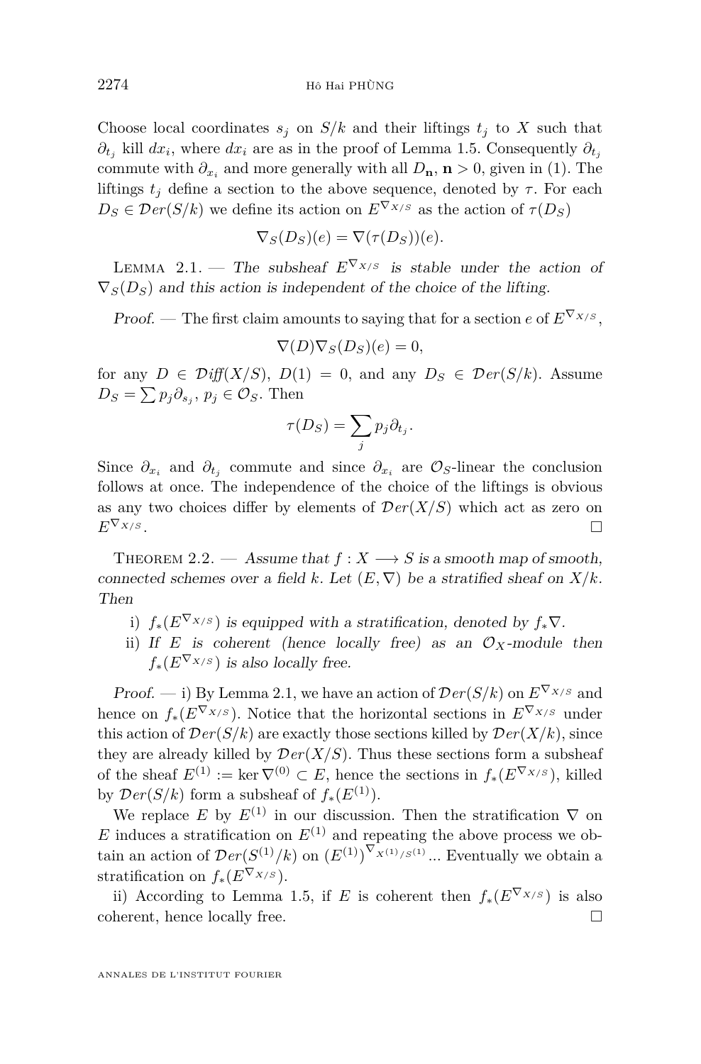Choose local coordinates $s_j$ on $S/k$ and their liftings $t_j$ to $X$ such that $\partial_{t_j}$ kill $dx_i$, where $dx_i$ are as in the proof of Lemma 1.5. Consequently $\partial_{t_j}$ commute with $\partial_{x_i}$ and more generally with all $D_{\mathbf{n}}$, $\mathbf{n} > 0$, given in (1). The liftings $t_j$ define a section to the above sequence, denoted by $\tau$. For each $D_S \in \mathcal{D}er(S/k)$ we define its action on $E^{\nabla_{X/S}}$ as the action of $\tau(D_S)$

$$\nabla_S(D_S)(e) = \nabla(\tau(D_S))(e).$$

LEMMA 2.1. — *The subsheaf $E^{\nabla_{X/S}}$ is stable under the action of $\nabla_S(D_S)$ and this action is independent of the choice of the lifting.*

*Proof.* — The first claim amounts to saying that for a section $e$ of $E^{\nabla_{X/S}}$,

$$\nabla(D)\nabla_S(D_S)(e) = 0,$$

for any $D \in \mathcal{D}iff(X/S)$, $D(1) = 0$, and any $D_S \in \mathcal{D}er(S/k)$. Assume $D_S = \sum p_j \partial_{s_j}$, $p_j \in \mathcal{O}_S$. Then

$$\tau(D_S) = \sum_j p_j \partial_{t_j}.$$

Since $\partial_{x_i}$ and $\partial_{t_j}$ commute and since $\partial_{x_i}$ are $\mathcal{O}_S$-linear the conclusion follows at once. The independence of the choice of the liftings is obvious as any two choices differ by elements of $\mathcal{D}er(X/S)$ which act as zero on $E^{\nabla_{X/S}}$. □

THEOREM 2.2. — *Assume that $f : X \longrightarrow S$ is a smooth map of smooth, connected schemes over a field $k$. Let $(E, \nabla)$ be a stratified sheaf on $X/k$. Then*

i) *$f_*(E^{\nabla_{X/S}})$ is equipped with a stratification, denoted by $f_*\nabla$.*

ii) *If $E$ is coherent (hence locally free) as an $\mathcal{O}_X$-module then $f_*(E^{\nabla_{X/S}})$ is also locally free.*

*Proof.* — i) By Lemma 2.1, we have an action of $\mathcal{D}er(S/k)$ on $E^{\nabla_{X/S}}$ and hence on $f_*(E^{\nabla_{X/S}})$. Notice that the horizontal sections in $E^{\nabla_{X/S}}$ under this action of $\mathcal{D}er(S/k)$ are exactly those sections killed by $\mathcal{D}er(X/k)$, since they are already killed by $\mathcal{D}er(X/S)$. Thus these sections form a subsheaf of the sheaf $E^{(1)} := \ker \nabla^{(0)} \subset E$, hence the sections in $f_*(E^{\nabla_{X/S}})$, killed by $\mathcal{D}er(S/k)$ form a subsheaf of $f_*(E^{(1)})$.

We replace $E$ by $E^{(1)}$ in our discussion. Then the stratification $\nabla$ on $E$ induces a stratification on $E^{(1)}$ and repeating the above process we obtain an action of $\mathcal{D}er(S^{(1)}/k)$ on $(E^{(1)})^{\nabla_{X^{(1)}/S^{(1)}}}$... Eventually we obtain a stratification on $f_*(E^{\nabla_{X/S}})$.

ii) According to Lemma 1.5, if $E$ is coherent then $f_*(E^{\nabla_{X/S}})$ is also coherent, hence locally free. □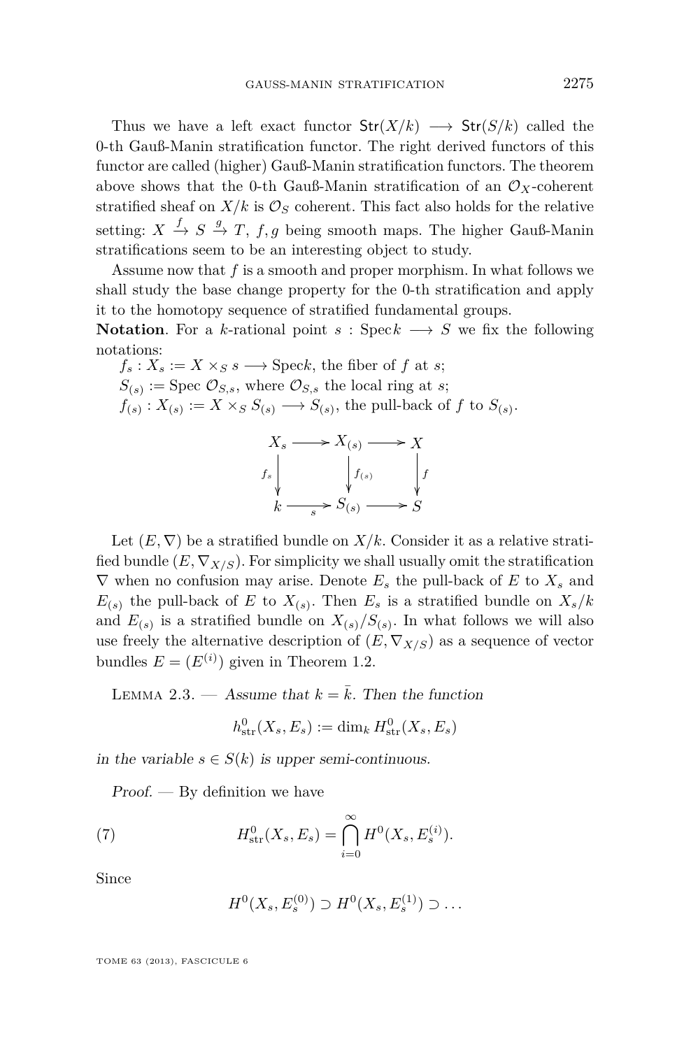Thus we have a left exact functor $\mathsf{Str}(X/k) \longrightarrow \mathsf{Str}(S/k)$ called the 0-th Gauß-Manin stratification functor. The right derived functors of this functor are called (higher) Gauß-Manin stratification functors. The theorem above shows that the 0-th Gauß-Manin stratification of an $\mathcal{O}_X$-coherent stratified sheaf on $X/k$ is $\mathcal{O}_S$ coherent. This fact also holds for the relative setting: $X \xrightarrow{f} S \xrightarrow{g} T$, $f, g$ being smooth maps. The higher Gauß-Manin stratifications seem to be an interesting object to study.

Assume now that $f$ is a smooth and proper morphism. In what follows we shall study the base change property for the 0-th stratification and apply it to the homotopy sequence of stratified fundamental groups.

**Notation**. For a $k$-rational point $s : \mathrm{Spec}k \longrightarrow S$ we fix the following notations:

$f_s : X_s := X \times_S s \longrightarrow \mathrm{Spec}k$, the fiber of $f$ at $s$;

$S_{(s)} := \mathrm{Spec}\ \mathcal{O}_{S,s}$, where $\mathcal{O}_{S,s}$ the local ring at $s$;

$f_{(s)} : X_{(s)} := X \times_S S_{(s)} \longrightarrow S_{(s)}$, the pull-back of $f$ to $S_{(s)}$.

$$\begin{array}{ccccc} X_s & \longrightarrow & X_{(s)} & \longrightarrow & X \\ \downarrow{\scriptstyle f_s} & & \downarrow{\scriptstyle f_{(s)}} & & \downarrow{\scriptstyle f} \\ k & \xrightarrow[s]{} & S_{(s)} & \longrightarrow & S \end{array}$$

Let $(E, \nabla)$ be a stratified bundle on $X/k$. Consider it as a relative stratified bundle $(E, \nabla_{X/S})$. For simplicity we shall usually omit the stratification $\nabla$ when no confusion may arise. Denote $E_s$ the pull-back of $E$ to $X_s$ and $E_{(s)}$ the pull-back of $E$ to $X_{(s)}$. Then $E_s$ is a stratified bundle on $X_s/k$ and $E_{(s)}$ is a stratified bundle on $X_{(s)}/S_{(s)}$. In what follows we will also use freely the alternative description of $(E, \nabla_{X/S})$ as a sequence of vector bundles $E = (E^{(i)})$ given in Theorem 1.2.

Lemma 2.3. — *Assume that $k = \bar{k}$. Then the function*

$$h^0_{\mathrm{str}}(X_s, E_s) := \dim_k H^0_{\mathrm{str}}(X_s, E_s)$$

*in the variable $s \in S(k)$ is upper semi-continuous.*

*Proof*. — By definition we have

$$H^0_{\mathrm{str}}(X_s, E_s) = \bigcap_{i=0}^{\infty} H^0(X_s, E_s^{(i)}). \tag{7}$$

Since

$$H^0(X_s, E_s^{(0)}) \supset H^0(X_s, E_s^{(1)}) \supset \dots$$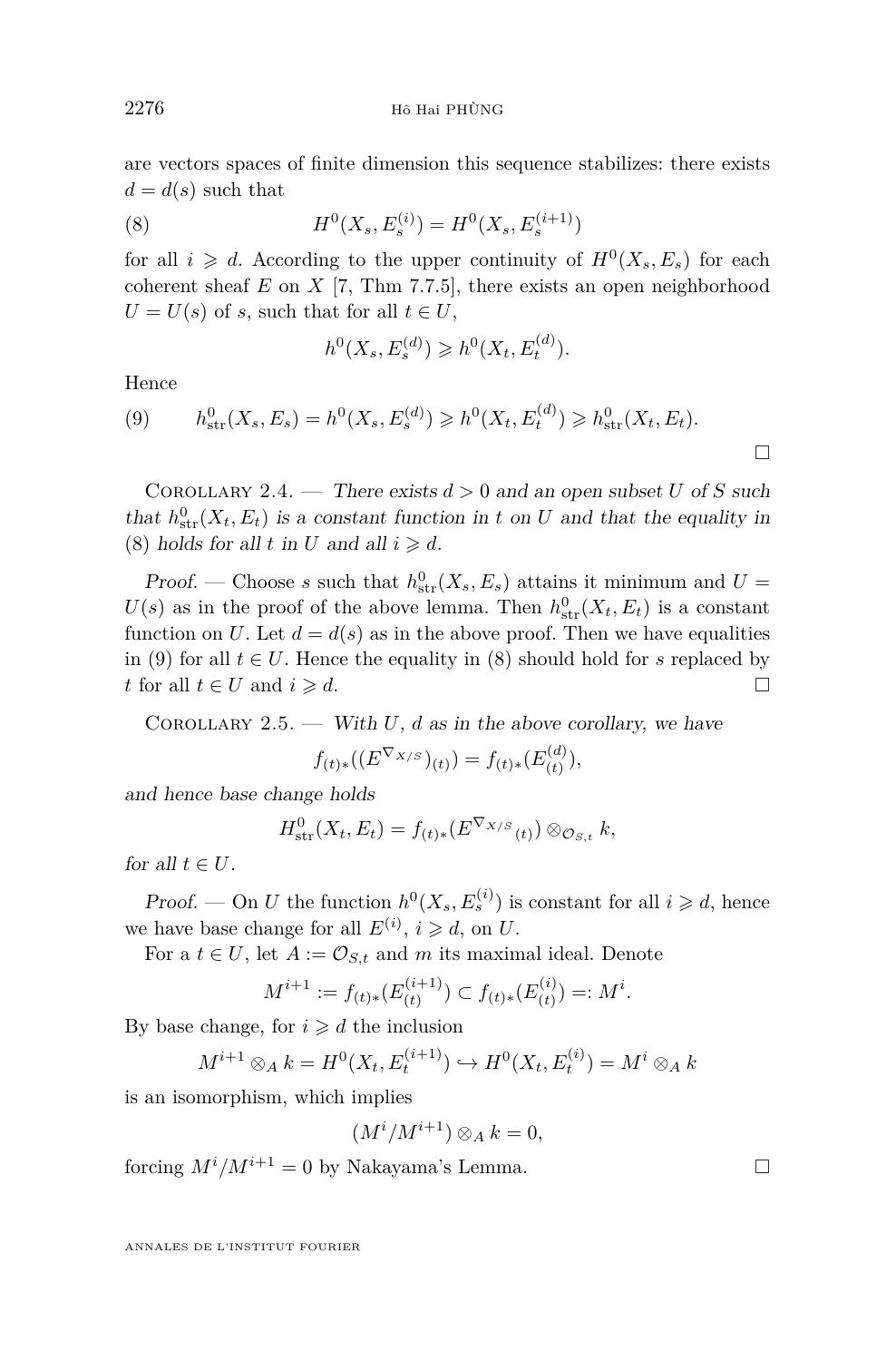are vectors spaces of finite dimension this sequence stabilizes: there exists $d = d(s)$ such that

$$H^0(X_s, E_s^{(i)}) = H^0(X_s, E_s^{(i+1)}) \tag{8}$$

for all $i \geqslant d$. According to the upper continuity of $H^0(X_s, E_s)$ for each coherent sheaf $E$ on $X$ [7, Thm 7.7.5], there exists an open neighborhood $U = U(s)$ of $s$, such that for all $t \in U$,

$$h^0(X_s, E_s^{(d)}) \geqslant h^0(X_t, E_t^{(d)}).$$

Hence

$$h^0_{\mathrm{str}}(X_s, E_s) = h^0(X_s, E_s^{(d)}) \geqslant h^0(X_t, E_t^{(d)}) \geqslant h^0_{\mathrm{str}}(X_t, E_t). \tag{9}$$

□

Corollary 2.4. — *There exists $d > 0$ and an open subset $U$ of $S$ such that $h^0_{\mathrm{str}}(X_t, E_t)$ is a constant function in $t$ on $U$ and that the equality in (8) holds for all $t$ in $U$ and all $i \geqslant d$.*

*Proof.* — Choose $s$ such that $h^0_{\mathrm{str}}(X_s, E_s)$ attains it minimum and $U = U(s)$ as in the proof of the above lemma. Then $h^0_{\mathrm{str}}(X_t, E_t)$ is a constant function on $U$. Let $d = d(s)$ as in the above proof. Then we have equalities in (9) for all $t \in U$. Hence the equality in (8) should hold for $s$ replaced by $t$ for all $t \in U$ and $i \geqslant d$. □

Corollary 2.5. — *With $U$, $d$ as in the above corollary, we have*

$$f_{(t)*}((E^{\nabla_{X/S}})_{(t)}) = f_{(t)*}(E^{(d)}_{(t)}),$$

*and hence base change holds*

$$H^0_{\mathrm{str}}(X_t, E_t) = f_{(t)*}(E^{\nabla_{X/S}}{}_{(t)}) \otimes_{\mathcal{O}_{S,t}} k,$$

*for all $t \in U$.*

*Proof.* — On $U$ the function $h^0(X_s, E_s^{(i)})$ is constant for all $i \geqslant d$, hence we have base change for all $E^{(i)}$, $i \geqslant d$, on $U$.

For a $t \in U$, let $A := \mathcal{O}_{S,t}$ and $m$ its maximal ideal. Denote

$$M^{i+1} := f_{(t)*}(E^{(i+1)}_{(t)}) \subset f_{(t)*}(E^{(i)}_{(t)}) =: M^i.$$

By base change, for $i \geqslant d$ the inclusion

$$M^{i+1} \otimes_A k = H^0(X_t, E_t^{(i+1)}) \hookrightarrow H^0(X_t, E_t^{(i)}) = M^i \otimes_A k$$

is an isomorphism, which implies

$$(M^i / M^{i+1}) \otimes_A k = 0,$$

forcing $M^i / M^{i+1} = 0$ by Nakayama's Lemma. □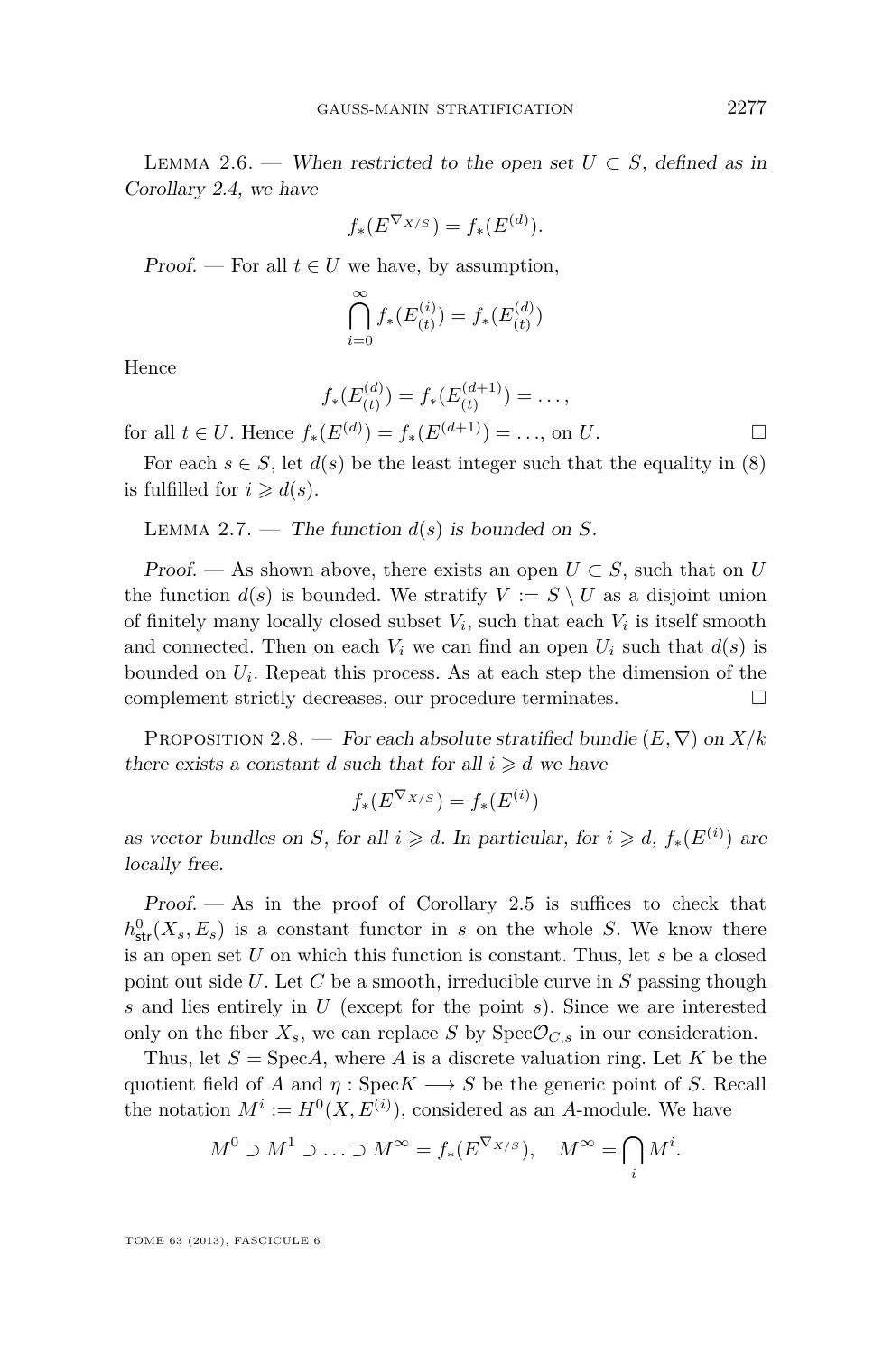Lemma 2.6. — *When restricted to the open set $U \subset S$, defined as in Corollary 2.4, we have*

$$f_*(E^{\nabla_{X/S}}) = f_*(E^{(d)}).$$

*Proof.* — For all $t \in U$ we have, by assumption,

$$\bigcap_{i=0}^{\infty} f_*(E^{(i)}_{(t)}) = f_*(E^{(d)}_{(t)})$$

Hence

$$f_*(E^{(d)}_{(t)}) = f_*(E^{(d+1)}_{(t)}) = \dots,$$

for all $t \in U$. Hence $f_*(E^{(d)}) = f_*(E^{(d+1)}) = \dots$, on $U$. □

For each $s \in S$, let $d(s)$ be the least integer such that the equality in (8) is fulfilled for $i \geqslant d(s)$.

Lemma 2.7. — *The function $d(s)$ is bounded on $S$.*

*Proof.* — As shown above, there exists an open $U \subset S$, such that on $U$ the function $d(s)$ is bounded. We stratify $V := S \setminus U$ as a disjoint union of finitely many locally closed subset $V_i$, such that each $V_i$ is itself smooth and connected. Then on each $V_i$ we can find an open $U_i$ such that $d(s)$ is bounded on $U_i$. Repeat this process. As at each step the dimension of the complement strictly decreases, our procedure terminates. □

Proposition 2.8. — *For each absolute stratified bundle $(E, \nabla)$ on $X/k$ there exists a constant $d$ such that for all $i \geqslant d$ we have*

$$f_*(E^{\nabla_{X/S}}) = f_*(E^{(i)})$$

*as vector bundles on $S$, for all $i \geqslant d$. In particular, for $i \geqslant d$, $f_*(E^{(i)})$ are locally free.*

*Proof.* — As in the proof of Corollary 2.5 is suffices to check that $h^0_{\mathsf{str}}(X_s, E_s)$ is a constant functor in $s$ on the whole $S$. We know there is an open set $U$ on which this function is constant. Thus, let $s$ be a closed point out side $U$. Let $C$ be a smooth, irreducible curve in $S$ passing though $s$ and lies entirely in $U$ (except for the point $s$). Since we are interested only on the fiber $X_s$, we can replace $S$ by $\mathrm{Spec}\mathcal{O}_{C,s}$ in our consideration.

Thus, let $S = \mathrm{Spec}A$, where $A$ is a discrete valuation ring. Let $K$ be the quotient field of $A$ and $\eta : \mathrm{Spec}K \longrightarrow S$ be the generic point of $S$. Recall the notation $M^i := H^0(X, E^{(i)})$, considered as an $A$-module. We have

$$M^0 \supset M^1 \supset \dots \supset M^\infty = f_*(E^{\nabla_{X/S}}), \quad M^\infty = \bigcap_i M^i.$$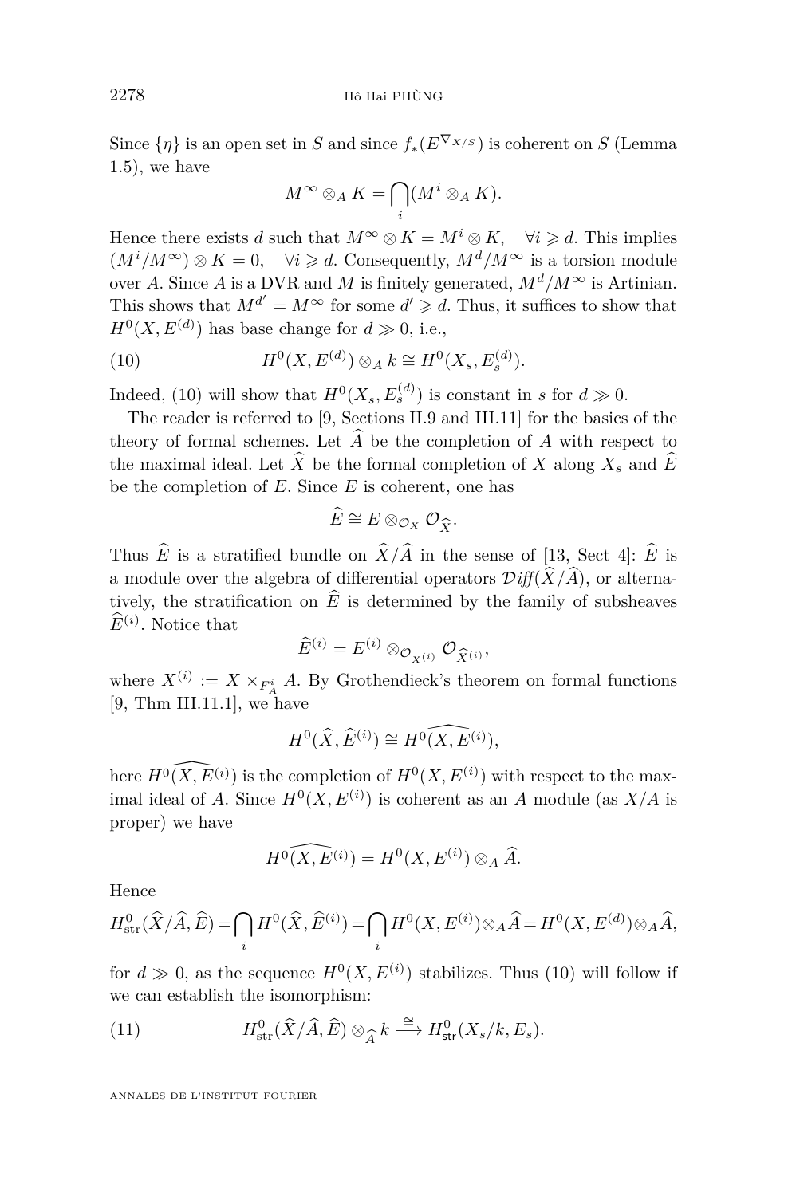Since $\{\eta\}$ is an open set in $S$ and since $f_*(E^{\nabla_{X/S}})$ is coherent on $S$ (Lemma 1.5), we have

$$M^\infty \otimes_A K = \bigcap_i (M^i \otimes_A K).$$

Hence there exists $d$ such that $M^\infty \otimes K = M^i \otimes K, \quad \forall i \geqslant d$. This implies $(M^i/M^\infty) \otimes K = 0, \quad \forall i \geqslant d$. Consequently, $M^d/M^\infty$ is a torsion module over $A$. Since $A$ is a DVR and $M$ is finitely generated, $M^d/M^\infty$ is Artinian. This shows that $M^{d'} = M^\infty$ for some $d' \geqslant d$. Thus, it suffices to show that $H^0(X, E^{(d)})$ has base change for $d \gg 0$, i.e.,

$$H^0(X, E^{(d)}) \otimes_A k \cong H^0(X_s, E_s^{(d)}). \tag{10}$$

Indeed, (10) will show that $H^0(X_s, E_s^{(d)})$ is constant in $s$ for $d \gg 0$.

The reader is referred to [9, Sections II.9 and III.11] for the basics of the theory of formal schemes. Let $\widehat{A}$ be the completion of $A$ with respect to the maximal ideal. Let $\widehat{X}$ be the formal completion of $X$ along $X_s$ and $\widehat{E}$ be the completion of $E$. Since $E$ is coherent, one has

$$\widehat{E} \cong E \otimes_{\mathcal{O}_X} \mathcal{O}_{\widehat{X}}.$$

Thus $\widehat{E}$ is a stratified bundle on $\widehat{X}/\widehat{A}$ in the sense of [13, Sect 4]: $\widehat{E}$ is a module over the algebra of differential operators $\mathcal{D}\mathit{iff}(\widehat{X}/\widehat{A})$, or alternatively, the stratification on $\widehat{E}$ is determined by the family of subsheaves $\widehat{E}^{(i)}$. Notice that

$$\widehat{E}^{(i)} = E^{(i)} \otimes_{\mathcal{O}_{X^{(i)}}} \mathcal{O}_{\widehat{X}^{(i)}},$$

where $X^{(i)} := X \times_{F_A^i} A$. By Grothendieck's theorem on formal functions [9, Thm III.11.1], we have

$$H^0(\widehat{X}, \widehat{E}^{(i)}) \cong \widehat{H^0(X, E^{(i)})},$$

here $\widehat{H^0(X, E^{(i)})}$ is the completion of $H^0(X, E^{(i)})$ with respect to the maximal ideal of $A$. Since $H^0(X, E^{(i)})$ is coherent as an $A$ module (as $X/A$ is proper) we have

$$\widehat{H^0(X, E^{(i)})} = H^0(X, E^{(i)}) \otimes_A \widehat{A}.$$

Hence

$$H^0_{\mathrm{str}}(\widehat{X}/\widehat{A}, \widehat{E}) = \bigcap_i H^0(\widehat{X}, \widehat{E}^{(i)}) = \bigcap_i H^0(X, E^{(i)}) \otimes_A \widehat{A} = H^0(X, E^{(d)}) \otimes_A \widehat{A},$$

for $d \gg 0$, as the sequence $H^0(X, E^{(i)})$ stabilizes. Thus (10) will follow if we can establish the isomorphism:

$$H^0_{\mathrm{str}}(\widehat{X}/\widehat{A}, \widehat{E}) \otimes_{\widehat{A}} k \xrightarrow{\cong} H^0_{\mathsf{str}}(X_s/k, E_s). \tag{11}$$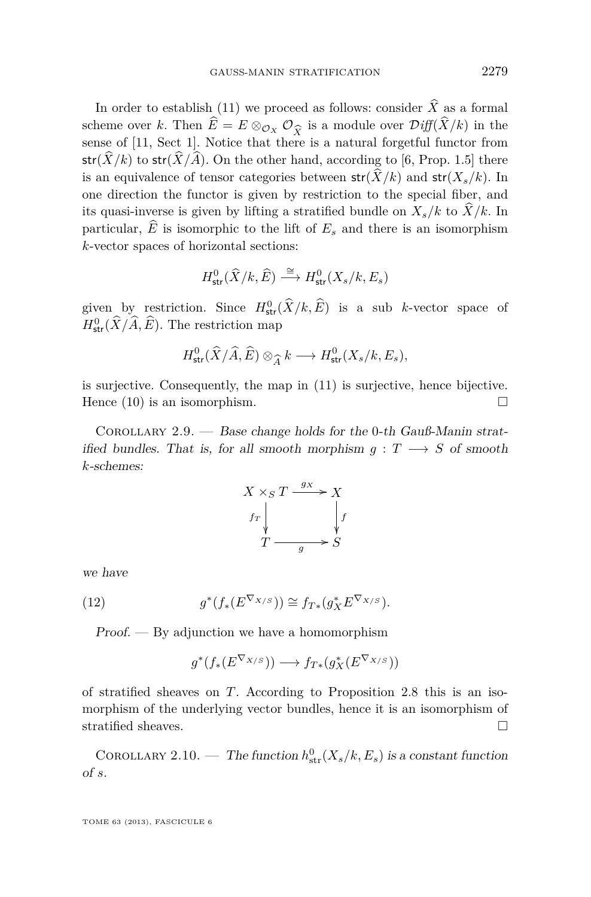In order to establish (11) we proceed as follows: consider $\widehat{X}$ as a formal scheme over $k$. Then $\widehat{E} = E \otimes_{\mathcal{O}_X} \mathcal{O}_{\widehat{X}}$ is a module over $\mathcal{D}iff(\widehat{X}/k)$ in the sense of [11, Sect 1]. Notice that there is a natural forgetful functor from $\mathsf{str}(\widehat{X}/k)$ to $\mathsf{str}(\widehat{X}/\widehat{A})$. On the other hand, according to [6, Prop. 1.5] there is an equivalence of tensor categories between $\mathsf{str}(\widehat{X}/k)$ and $\mathsf{str}(X_s/k)$. In one direction the functor is given by restriction to the special fiber, and its quasi-inverse is given by lifting a stratified bundle on $X_s/k$ to $\widehat{X}/k$. In particular, $\widehat{E}$ is isomorphic to the lift of $E_s$ and there is an isomorphism $k$-vector spaces of horizontal sections:

$$H^0_{\mathsf{str}}(\widehat{X}/k, \widehat{E}) \xrightarrow{\cong} H^0_{\mathsf{str}}(X_s/k, E_s)$$

given by restriction. Since $H^0_{\mathsf{str}}(\widehat{X}/k, \widehat{E})$ is a sub $k$-vector space of $H^0_{\mathsf{str}}(\widehat{X}/\widehat{A}, \widehat{E})$. The restriction map

$$H^0_{\mathsf{str}}(\widehat{X}/\widehat{A}, \widehat{E}) \otimes_{\widehat{A}} k \longrightarrow H^0_{\mathsf{str}}(X_s/k, E_s),$$

is surjective. Consequently, the map in (11) is surjective, hence bijective. Hence (10) is an isomorphism. □

Corollary 2.9. — *Base change holds for the* 0*-th Gauß-Manin stratified bundles. That is, for all smooth morphism $g : T \longrightarrow S$ of smooth $k$-schemes:*

$$\begin{array}{ccc} X \times_S T & \xrightarrow{g_X} & X \\ {\scriptstyle f_T}\downarrow & & \downarrow{\scriptstyle f} \\ T & \xrightarrow[g]{} & S \end{array}$$

*we have*

$$g^*(f_*(E^{\nabla_{X/S}})) \cong f_{T*}(g_X^* E^{\nabla_{X/S}}). \tag{12}$$

*Proof.* — By adjunction we have a homomorphism

$$g^*(f_*(E^{\nabla_{X/S}})) \longrightarrow f_{T*}(g_X^*(E^{\nabla_{X/S}}))$$

of stratified sheaves on $T$. According to Proposition 2.8 this is an isomorphism of the underlying vector bundles, hence it is an isomorphism of stratified sheaves. □

Corollary 2.10. — *The function $h^0_{\mathrm{str}}(X_s/k, E_s)$ is a constant function of $s$.*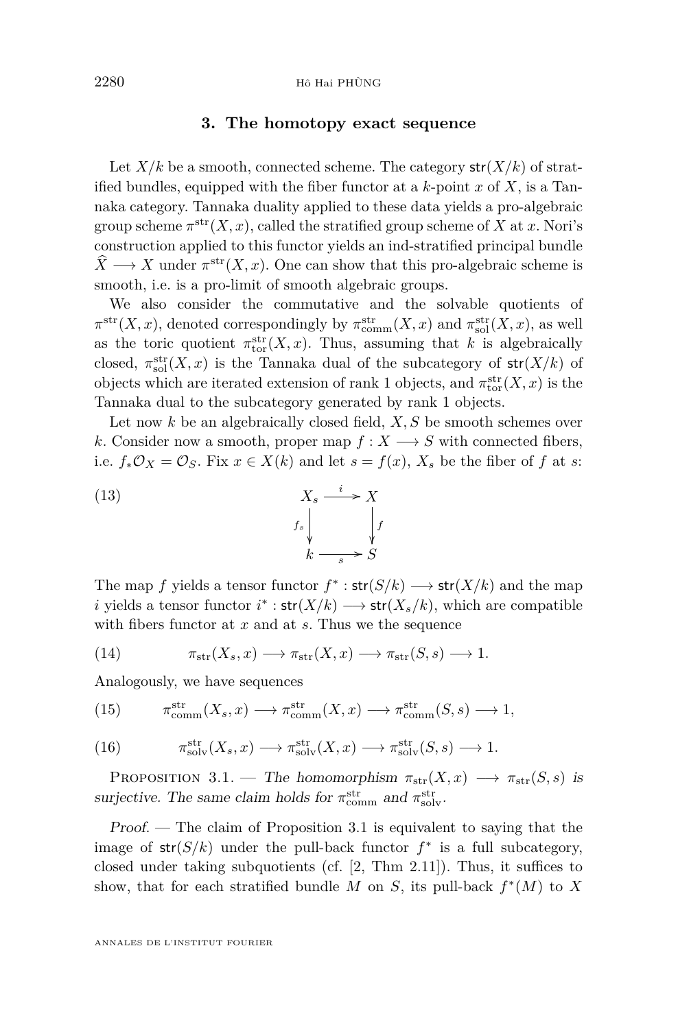## 3. The homotopy exact sequence

Let $X/k$ be a smooth, connected scheme. The category $\mathsf{str}(X/k)$ of stratified bundles, equipped with the fiber functor at a $k$-point $x$ of $X$, is a Tannaka category. Tannaka duality applied to these data yields a pro-algebraic group scheme $\pi^{\mathrm{str}}(X,x)$, called the stratified group scheme of $X$ at $x$. Nori's construction applied to this functor yields an ind-stratified principal bundle $\widehat{X} \longrightarrow X$ under $\pi^{\mathrm{str}}(X,x)$. One can show that this pro-algebraic scheme is smooth, i.e. is a pro-limit of smooth algebraic groups.

We also consider the commutative and the solvable quotients of $\pi^{\mathrm{str}}(X,x)$, denoted correspondingly by $\pi^{\mathrm{str}}_{\mathrm{comm}}(X,x)$ and $\pi^{\mathrm{str}}_{\mathrm{sol}}(X,x)$, as well as the toric quotient $\pi^{\mathrm{str}}_{\mathrm{tor}}(X,x)$. Thus, assuming that $k$ is algebraically closed, $\pi^{\mathrm{str}}_{\mathrm{sol}}(X,x)$ is the Tannaka dual of the subcategory of $\mathsf{str}(X/k)$ of objects which are iterated extension of rank 1 objects, and $\pi^{\mathrm{str}}_{\mathrm{tor}}(X,x)$ is the Tannaka dual to the subcategory generated by rank 1 objects.

Let now $k$ be an algebraically closed field, $X, S$ be smooth schemes over $k$. Consider now a smooth, proper map $f : X \longrightarrow S$ with connected fibers, i.e. $f_*\mathcal{O}_X = \mathcal{O}_S$. Fix $x \in X(k)$ and let $s = f(x)$, $X_s$ be the fiber of $f$ at $s$:

$$\begin{array}{ccc} X_s & \xrightarrow{\ i\ } & X \\ {\scriptstyle f_s}\downarrow & & \downarrow{\scriptstyle f} \\ k & \xrightarrow[\ s\ ]{} & S \end{array} \tag{13}$$

The map $f$ yields a tensor functor $f^* : \mathsf{str}(S/k) \longrightarrow \mathsf{str}(X/k)$ and the map $i$ yields a tensor functor $i^* : \mathsf{str}(X/k) \longrightarrow \mathsf{str}(X_s/k)$, which are compatible with fibers functor at $x$ and at $s$. Thus we the sequence

$$\pi_{\mathrm{str}}(X_s,x) \longrightarrow \pi_{\mathrm{str}}(X,x) \longrightarrow \pi_{\mathrm{str}}(S,s) \longrightarrow 1. \tag{14}$$

Analogously, we have sequences

$$\pi^{\mathrm{str}}_{\mathrm{comm}}(X_s,x) \longrightarrow \pi^{\mathrm{str}}_{\mathrm{comm}}(X,x) \longrightarrow \pi^{\mathrm{str}}_{\mathrm{comm}}(S,s) \longrightarrow 1, \tag{15}$$

$$\pi^{\mathrm{str}}_{\mathrm{solv}}(X_s,x) \longrightarrow \pi^{\mathrm{str}}_{\mathrm{solv}}(X,x) \longrightarrow \pi^{\mathrm{str}}_{\mathrm{solv}}(S,s) \longrightarrow 1. \tag{16}$$

Proposition 3.1. — *The homomorphism $\pi_{\mathrm{str}}(X,x) \longrightarrow \pi_{\mathrm{str}}(S,s)$ is surjective. The same claim holds for $\pi^{\mathrm{str}}_{\mathrm{comm}}$ and $\pi^{\mathrm{str}}_{\mathrm{solv}}$.*

*Proof.* — The claim of Proposition 3.1 is equivalent to saying that the image of $\mathsf{str}(S/k)$ under the pull-back functor $f^*$ is a full subcategory, closed under taking subquotients (cf. [2, Thm 2.11]). Thus, it suffices to show, that for each stratified bundle $M$ on $S$, its pull-back $f^*(M)$ to $X$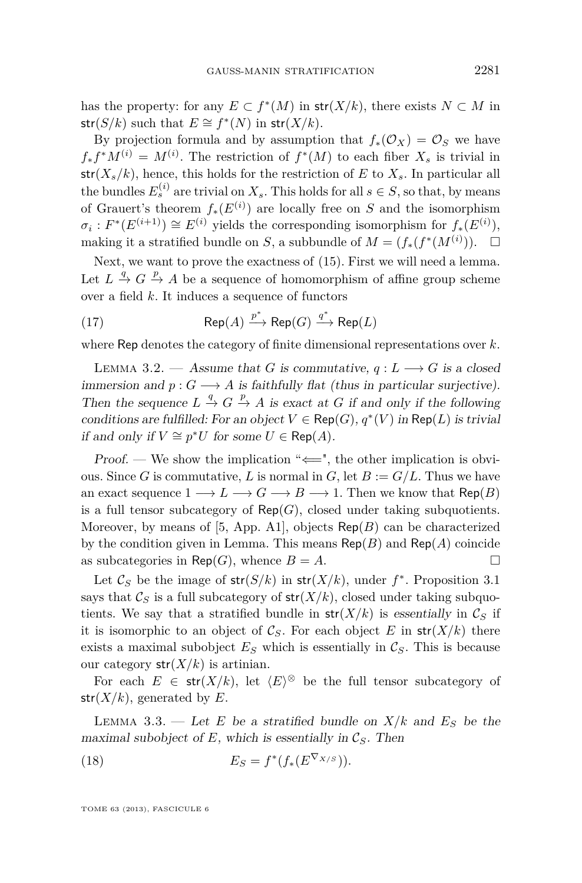has the property: for any $E \subset f^*(M)$ in $\mathsf{str}(X/k)$, there exists $N \subset M$ in $\mathsf{str}(S/k)$ such that $E \cong f^*(N)$ in $\mathsf{str}(X/k)$.

By projection formula and by assumption that $f_*(\mathcal{O}_X) = \mathcal{O}_S$ we have $f_*f^*M^{(i)} = M^{(i)}$. The restriction of $f^*(M)$ to each fiber $X_s$ is trivial in $\mathsf{str}(X_s/k)$, hence, this holds for the restriction of $E$ to $X_s$. In particular all the bundles $E_s^{(i)}$ are trivial on $X_s$. This holds for all $s \in S$, so that, by means of Grauert's theorem $f_*(E^{(i)})$ are locally free on $S$ and the isomorphism $\sigma_i : F^*(E^{(i+1)}) \cong E^{(i)}$ yields the corresponding isomorphism for $f_*(E^{(i)})$, making it a stratified bundle on $S$, a subbundle of $M = (f_*(f^*(M^{(i)}))$. $\square$

Next, we want to prove the exactness of (15). First we will need a lemma. Let $L \xrightarrow{q} G \xrightarrow{p} A$ be a sequence of homomorphism of affine group scheme over a field $k$. It induces a sequence of functors

$$\mathsf{Rep}(A) \xrightarrow{p^*} \mathsf{Rep}(G) \xrightarrow{q^*} \mathsf{Rep}(L) \tag{17}$$

where $\mathsf{Rep}$ denotes the category of finite dimensional representations over $k$.

Lemma 3.2. — *Assume that $G$ is commutative, $q : L \longrightarrow G$ is a closed immersion and $p : G \longrightarrow A$ is faithfully flat (thus in particular surjective). Then the sequence $L \xrightarrow{q} G \xrightarrow{p} A$ is exact at $G$ if and only if the following conditions are fulfilled: For an object $V \in \mathsf{Rep}(G)$, $q^*(V)$ in $\mathsf{Rep}(L)$ is trivial if and only if $V \cong p^*U$ for some $U \in \mathsf{Rep}(A)$.*

*Proof.* — We show the implication "$\Longleftarrow$", the other implication is obvious. Since $G$ is commutative, $L$ is normal in $G$, let $B := G/L$. Thus we have an exact sequence $1 \longrightarrow L \longrightarrow G \longrightarrow B \longrightarrow 1$. Then we know that $\mathsf{Rep}(B)$ is a full tensor subcategory of $\mathsf{Rep}(G)$, closed under taking subquotients. Moreover, by means of [5, App. A1], objects $\mathsf{Rep}(B)$ can be characterized by the condition given in Lemma. This means $\mathsf{Rep}(B)$ and $\mathsf{Rep}(A)$ coincide as subcategories in $\mathsf{Rep}(G)$, whence $B = A$. $\square$

Let $\mathcal{C}_S$ be the image of $\mathsf{str}(S/k)$ in $\mathsf{str}(X/k)$, under $f^*$. Proposition 3.1 says that $\mathcal{C}_S$ is a full subcategory of $\mathsf{str}(X/k)$, closed under taking subquotients. We say that a stratified bundle in $\mathsf{str}(X/k)$ is *essentially* in $\mathcal{C}_S$ if it is isomorphic to an object of $\mathcal{C}_S$. For each object $E$ in $\mathsf{str}(X/k)$ there exists a maximal subobject $E_S$ which is essentially in $\mathcal{C}_S$. This is because our category $\mathsf{str}(X/k)$ is artinian.

For each $E \in \mathsf{str}(X/k)$, let $\langle E\rangle^{\otimes}$ be the full tensor subcategory of $\mathsf{str}(X/k)$, generated by $E$.

Lemma 3.3. — *Let $E$ be a stratified bundle on $X/k$ and $E_S$ be the maximal subobject of $E$, which is essentially in $\mathcal{C}_S$. Then*

$$E_S = f^*(f_*(E^{\nabla_{X/S}})). \tag{18}$$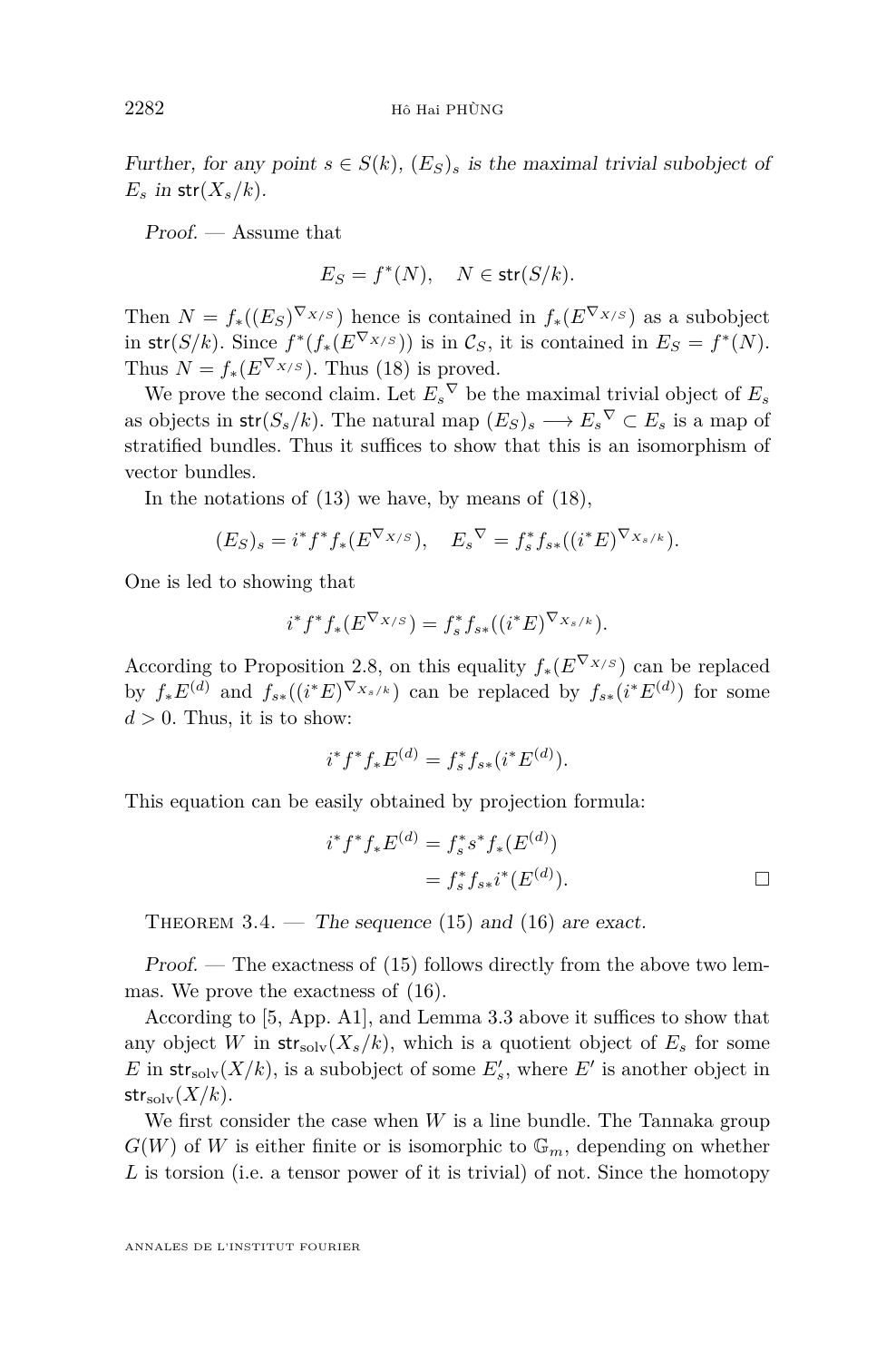*Further, for any point $s \in S(k)$, $(E_S)_s$ is the maximal trivial subobject of $E_s$ in $\mathsf{str}(X_s/k)$.*

*Proof.* — Assume that

$$E_S = f^*(N), \quad N \in \mathsf{str}(S/k).$$

Then $N = f_*((E_S)^{\nabla_{X/S}})$ hence is contained in $f_*(E^{\nabla_{X/S}})$ as a subobject in $\mathsf{str}(S/k)$. Since $f^*(f_*(E^{\nabla_{X/S}}))$ is in $\mathcal{C}_S$, it is contained in $E_S = f^*(N)$. Thus $N = f_*(E^{\nabla_{X/S}})$. Thus (18) is proved.

We prove the second claim. Let ${E_s}^{\nabla}$ be the maximal trivial object of $E_s$ as objects in $\mathsf{str}(S_s/k)$. The natural map $(E_S)_s \longrightarrow {E_s}^{\nabla} \subset E_s$ is a map of stratified bundles. Thus it suffices to show that this is an isomorphism of vector bundles.

In the notations of (13) we have, by means of (18),

$$(E_S)_s = i^* f^* f_*(E^{\nabla_{X/S}}), \quad {E_s}^{\nabla} = f_s^* f_{s*}((i^*E)^{\nabla_{X_s/k}}).$$

One is led to showing that

$$i^* f^* f_*(E^{\nabla_{X/S}}) = f_s^* f_{s*}((i^*E)^{\nabla_{X_s/k}}).$$

According to Proposition 2.8, on this equality $f_*(E^{\nabla_{X/S}})$ can be replaced by $f_*E^{(d)}$ and $f_{s*}((i^*E)^{\nabla_{X_s/k}})$ can be replaced by $f_{s*}(i^*E^{(d)})$ for some $d > 0$. Thus, it is to show:

$$i^* f^* f_* E^{(d)} = f_s^* f_{s*}(i^* E^{(d)}).$$

This equation can be easily obtained by projection formula:

$$\begin{aligned} i^* f^* f_* E^{(d)} &= f_s^* s^* f_*(E^{(d)}) \\ &= f_s^* f_{s*} i^*(E^{(d)}). \end{aligned}$$

□

**Theorem 3.4.** — *The sequence* (15) *and* (16) *are exact.*

*Proof.* — The exactness of (15) follows directly from the above two lemmas. We prove the exactness of (16).

According to [5, App. A1], and Lemma 3.3 above it suffices to show that any object $W$ in $\mathsf{str}_{\mathrm{solv}}(X_s/k)$, which is a quotient object of $E_s$ for some $E$ in $\mathsf{str}_{\mathrm{solv}}(X/k)$, is a subobject of some $E'_s$, where $E'$ is another object in $\mathsf{str}_{\mathrm{solv}}(X/k)$.

We first consider the case when $W$ is a line bundle. The Tannaka group $G(W)$ of $W$ is either finite or is isomorphic to $\mathbb{G}_m$, depending on whether $L$ is torsion (i.e. a tensor power of it is trivial) of not. Since the homotopy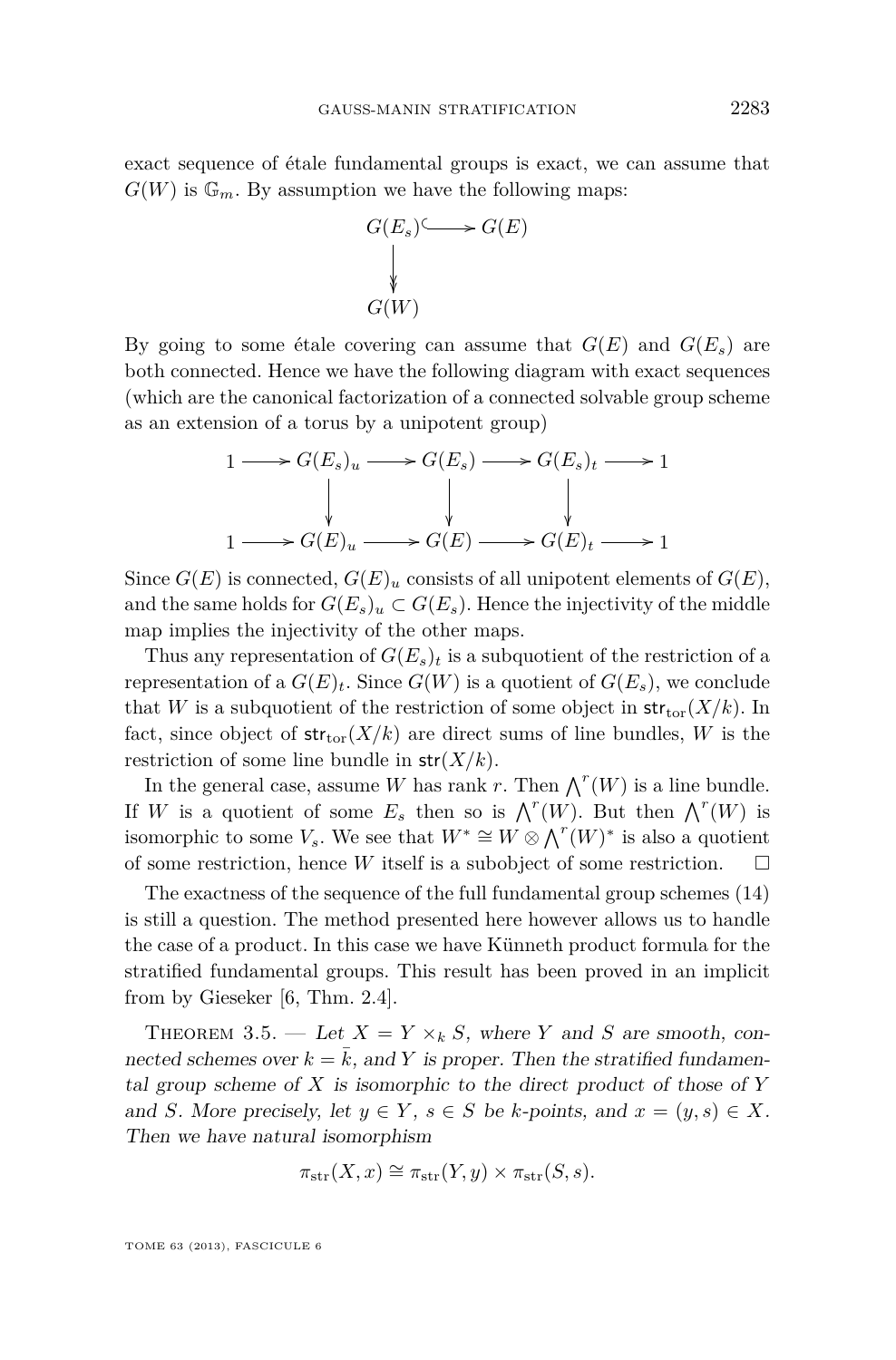exact sequence of étale fundamental groups is exact, we can assume that $G(W)$ is $\mathbb{G}_m$. By assumption we have the following maps:

$$\begin{array}{ccc} G(E_s) & \hookrightarrow & G(E) \\ \downarrow & & \\ G(W) & & \end{array}$$

By going to some étale covering can assume that $G(E)$ and $G(E_s)$ are both connected. Hence we have the following diagram with exact sequences (which are the canonical factorization of a connected solvable group scheme as an extension of a torus by a unipotent group)

$$\begin{array}{ccccccccc} 1 & \longrightarrow & G(E_s)_u & \longrightarrow & G(E_s) & \longrightarrow & G(E_s)_t & \longrightarrow & 1 \\ & & \downarrow & & \downarrow & & \downarrow & & \\ 1 & \longrightarrow & G(E)_u & \longrightarrow & G(E) & \longrightarrow & G(E)_t & \longrightarrow & 1 \end{array}$$

Since $G(E)$ is connected, $G(E)_u$ consists of all unipotent elements of $G(E)$, and the same holds for $G(E_s)_u \subset G(E_s)$. Hence the injectivity of the middle map implies the injectivity of the other maps.

Thus any representation of $G(E_s)_t$ is a subquotient of the restriction of a representation of a $G(E)_t$. Since $G(W)$ is a quotient of $G(E_s)$, we conclude that $W$ is a subquotient of the restriction of some object in $\mathsf{str}_{\mathrm{tor}}(X/k)$. In fact, since object of $\mathsf{str}_{\mathrm{tor}}(X/k)$ are direct sums of line bundles, $W$ is the restriction of some line bundle in $\mathsf{str}(X/k)$.

In the general case, assume $W$ has rank $r$. Then $\bigwedge^r(W)$ is a line bundle. If $W$ is a quotient of some $E_s$ then so is $\bigwedge^r(W)$. But then $\bigwedge^r(W)$ is isomorphic to some $V_s$. We see that $W^* \cong W \otimes \bigwedge^r(W)^*$ is also a quotient of some restriction, hence $W$ itself is a subobject of some restriction. $\square$

The exactness of the sequence of the full fundamental group schemes (14) is still a question. The method presented here however allows us to handle the case of a product. In this case we have Künneth product formula for the stratified fundamental groups. This result has been proved in an implicit from by Gieseker [6, Thm. 2.4].

Theorem 3.5. — *Let $X = Y \times_k S$, where $Y$ and $S$ are smooth, connected schemes over $k = \bar{k}$, and $Y$ is proper. Then the stratified fundamental group scheme of $X$ is isomorphic to the direct product of those of $Y$ and $S$. More precisely, let $y \in Y$, $s \in S$ be $k$-points, and $x = (y, s) \in X$. Then we have natural isomorphism*

$$\pi_{\mathrm{str}}(X, x) \cong \pi_{\mathrm{str}}(Y, y) \times \pi_{\mathrm{str}}(S, s).$$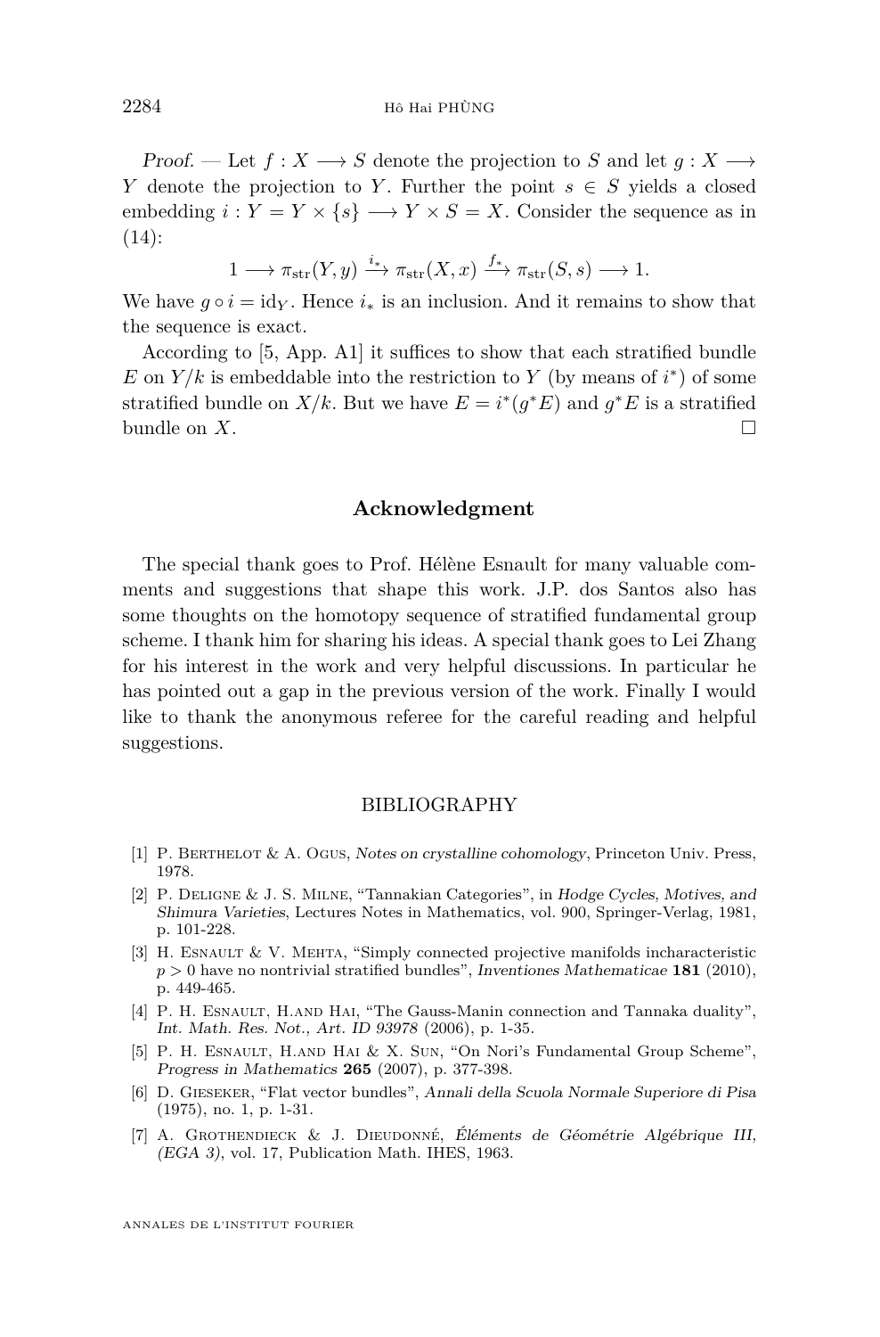*Proof.* — Let $f : X \longrightarrow S$ denote the projection to $S$ and let $g : X \longrightarrow Y$ denote the projection to $Y$. Further the point $s \in S$ yields a closed embedding $i : Y = Y \times \{s\} \longrightarrow Y \times S = X$. Consider the sequence as in (14):

$$1 \longrightarrow \pi_{\mathrm{str}}(Y, y) \xrightarrow{i_*} \pi_{\mathrm{str}}(X, x) \xrightarrow{f_*} \pi_{\mathrm{str}}(S, s) \longrightarrow 1.$$

We have $g \circ i = \mathrm{id}_Y$. Hence $i_*$ is an inclusion. And it remains to show that the sequence is exact.

According to [5, App. A1] it suffices to show that each stratified bundle $E$ on $Y/k$ is embeddable into the restriction to $Y$ (by means of $i^*$) of some stratified bundle on $X/k$. But we have $E = i^*(g^*E)$ and $g^*E$ is a stratified bundle on $X$. □

## Acknowledgment

The special thank goes to Prof. Hélène Esnault for many valuable comments and suggestions that shape this work. J.P. dos Santos also has some thoughts on the homotopy sequence of stratified fundamental group scheme. I thank him for sharing his ideas. A special thank goes to Lei Zhang for his interest in the work and very helpful discussions. In particular he has pointed out a gap in the previous version of the work. Finally I would like to thank the anonymous referee for the careful reading and helpful suggestions.

## BIBLIOGRAPHY

[1] P. Berthelot & A. Ogus, *Notes on crystalline cohomology*, Princeton Univ. Press, 1978.

[2] P. Deligne & J. S. Milne, "Tannakian Categories", in *Hodge Cycles, Motives, and Shimura Varieties*, Lectures Notes in Mathematics, vol. 900, Springer-Verlag, 1981, p. 101-228.

[3] H. Esnault & V. Mehta, "Simply connected projective manifolds incharacteristic $p > 0$ have no nontrivial stratified bundles", *Inventiones Mathematicae* **181** (2010), p. 449-465.

[4] P. H. Esnault, H.and Hai, "The Gauss-Manin connection and Tannaka duality", *Int. Math. Res. Not., Art. ID 93978* (2006), p. 1-35.

[5] P. H. Esnault, H.and Hai & X. Sun, "On Nori's Fundamental Group Scheme", *Progress in Mathematics* **265** (2007), p. 377-398.

[6] D. Gieseker, "Flat vector bundles", *Annali della Scuola Normale Superiore di Pisa* (1975), no. 1, p. 1-31.

[7] A. Grothendieck & J. Dieudonné, *Éléments de Géométrie Algébrique III, (EGA 3)*, vol. 17, Publication Math. IHES, 1963.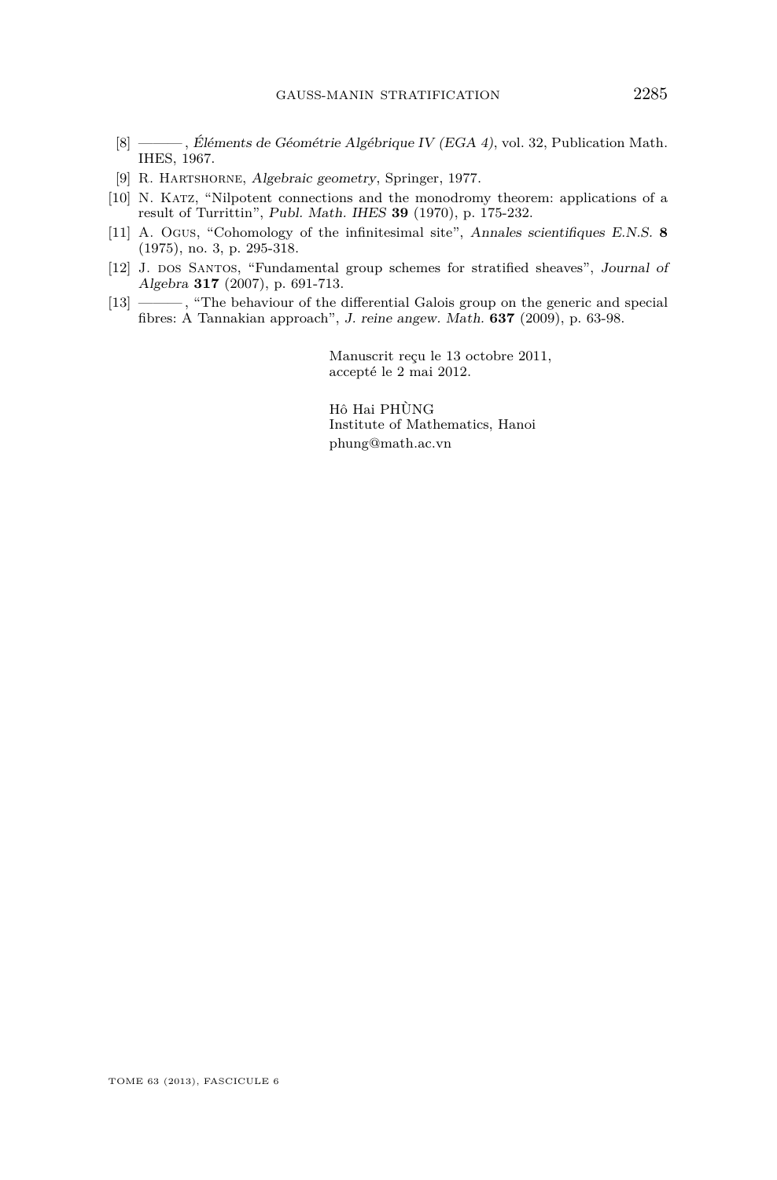[8] ———, *Éléments de Géométrie Algébrique IV (EGA 4)*, vol. 32, Publication Math. IHES, 1967.

[9] R. Hartshorne, *Algebraic geometry*, Springer, 1977.

[10] N. Katz, "Nilpotent connections and the monodromy theorem: applications of a result of Turrittin", *Publ. Math. IHES* **39** (1970), p. 175-232.

[11] A. Ogus, "Cohomology of the infinitesimal site", *Annales scientifiques E.N.S.* **8** (1975), no. 3, p. 295-318.

[12] J. dos Santos, "Fundamental group schemes for stratified sheaves", *Journal of Algebra* **317** (2007), p. 691-713.

[13] ———, "The behaviour of the differential Galois group on the generic and special fibres: A Tannakian approach", *J. reine angew. Math.* **637** (2009), p. 63-98.

Manuscrit reçu le 13 octobre 2011,
accepté le 2 mai 2012.

Hô Hai PHÙNG
Institute of Mathematics, Hanoi
phung@math.ac.vn